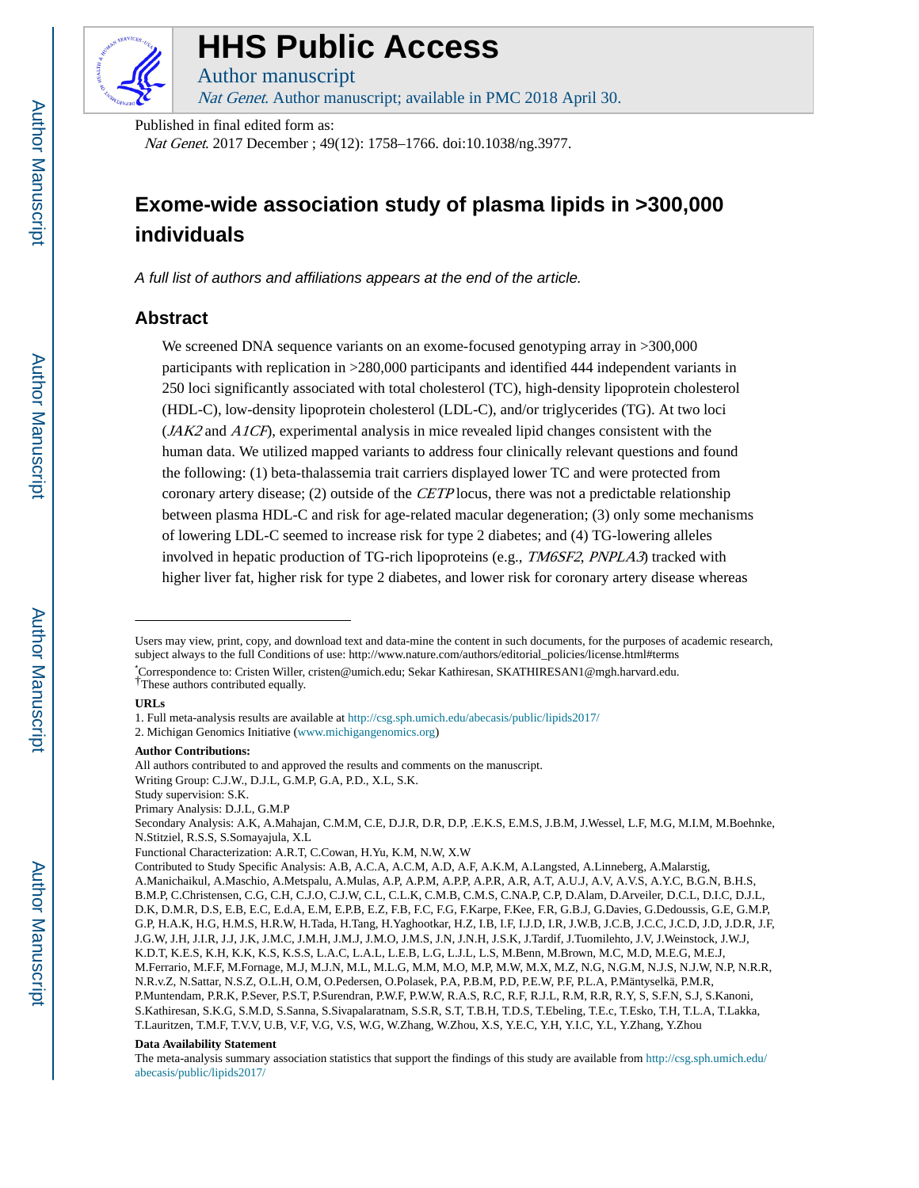# HHS Public Access

Author manuscript

*Nat Genet*. Author manuscript; available in PMC 2018 April 30.

Published in final edited form as:

*Nat Genet*. 2017 December ; 49(12): 1758–1766. doi:10.1038/ng.3977.

# Exome-wide association study of plasma lipids in >300,000 individuals

*A full list of authors and affiliations appears at the end of the article.*

## Abstract

We screened DNA sequence variants on an exome-focused genotyping array in >300,000 participants with replication in >280,000 participants and identified 444 independent variants in 250 loci significantly associated with total cholesterol (TC), high-density lipoprotein cholesterol (HDL-C), low-density lipoprotein cholesterol (LDL-C), and/or triglycerides (TG). At two loci (*JAK2* and *A1CF*), experimental analysis in mice revealed lipid changes consistent with the human data. We utilized mapped variants to address four clinically relevant questions and found the following: (1) beta-thalassemia trait carriers displayed lower TC and were protected from coronary artery disease; (2) outside of the *CETP* locus, there was not a predictable relationship between plasma HDL-C and risk for age-related macular degeneration; (3) only some mechanisms of lowering LDL-C seemed to increase risk for type 2 diabetes; and (4) TG-lowering alleles involved in hepatic production of TG-rich lipoproteins (e.g., *TM6SF2*, *PNPLA3*) tracked with higher liver fat, higher risk for type 2 diabetes, and lower risk for coronary artery disease whereas

---

Users may view, print, copy, and download text and data-mine the content in such documents, for the purposes of academic research, subject always to the full Conditions of use: http://www.nature.com/authors/editorial_policies/license.html#terms

*Correspondence to: Cristen Willer, cristen@umich.edu; Sekar Kathiresan, SKATHIRESAN1@mgh.harvard.edu.

†These authors contributed equally.

**URLs**

1. Full meta-analysis results are available at http://csg.sph.umich.edu/abecasis/public/lipids2017/
2. Michigan Genomics Initiative (www.michigangenomics.org)

**Author Contributions:**

All authors contributed to and approved the results and comments on the manuscript.

Writing Group: C.J.W., D.J.L, G.M.P, G.A, P.D., X.L, S.K.

Study supervision: S.K.

Primary Analysis: D.J.L, G.M.P

Secondary Analysis: A.K, A.Mahajan, C.M.M, C.E, D.J.R, D.R, D.P, .E.K.S, E.M.S, J.B.M, J.Wessel, L.F, M.G, M.I.M, M.Boehnke, N.Stitziel, R.S.S, S.Somayajula, X.L

Functional Characterization: A.R.T, C.Cowan, H.Yu, K.M, N.W, X.W

Contributed to Study Specific Analysis: A.B, A.C.A, A.C.M, A.D, A.F, A.K.M, A.Langsted, A.Linneberg, A.Malarstig, A.Manichaikul, A.Maschio, A.Metspalu, A.Mulas, A.P, A.P.M, A.P.P, A.P.R, A.R, A.T, A.U.J, A.V, A.V.S, A.Y.C, B.G.N, B.H.S, B.M.P, C.Christensen, C.G, C.H, C.J.O, C.J.W, C.L, C.L.K, C.M.B, C.M.S, C.NA.P, C.P, D.Alam, D.Arveiler, D.C.L, D.I.C, D.J.L, D.K, D.M.R, D.S, E.B, E.C, E.d.A, E.M, E.P.B, E.Z, F.B, F.C, F.G, F.Karpe, F.Kee, F.R, G.B.J, G.Davies, G.Dedoussis, G.E, G.M.P, G.P, H.A.K, H.G, H.M.S, H.R.W, H.Tada, H.Tang, H.Yaghootkar, H.Z, I.B, I.F, I.J.D, I.R, J.W.B, J.C.B, J.C.C, J.C.D, J.D, J.D.R, J.F, J.G.W, J.H, J.I.R, J.J, J.K, J.M.C, J.M.H, J.M.J, J.M.O, J.M.S, J.N, J.N.H, J.S.K, J.Tardif, J.Tuomilehto, J.V, J.Weinstock, J.W.J, K.D.T, K.E.S, K.H, K.K, K.S, K.S.S, L.A.C, L.A.L, L.E.B, L.G, L.J.L, L.S, M.Benn, M.Brown, M.C, M.D, M.E.G, M.E.J, M.Ferrario, M.F.F, M.Fornage, M.J, M.J.N, M.L, M.L.G, M.M, M.O, M.P, M.W, M.X, M.Z, N.G, N.G.M, N.J.S, N.J.W, N.P, N.R.R, N.R.v.Z, N.Sattar, N.S.Z, O.L.H, O.M, O.Pedersen, O.Polasek, P.A, P.B.M, P.D, P.E.W, P.F, P.L.A, P.Mäntyselkä, P.M.R, P.Muntendam, P.R.K, P.Sever, P.S.T, P.Surendran, P.W.F, P.W.W, R.A.S, R.C, R.F, R.J.L, R.M, R.R, R.Y, S, S.F.N, S.J, S.Kanoni, S.Kathiresan, S.K.G, S.M.D, S.Sanna, S.Sivapalaratnam, S.S.R, S.T, T.B.H, T.D.S, T.Ebeling, T.E.c, T.Esko, T.H, T.L.A, T.Lakka, T.Lauritzen, T.M.F, T.V.V, U.B, V.F, V.G, V.S, W.G, W.Zhang, W.Zhou, X.S, Y.E.C, Y.H, Y.I.C, Y.L, Y.Zhang, Y.Zhou

**Data Availability Statement**

The meta-analysis summary association statistics that support the findings of this study are available from http://csg.sph.umich.edu/abecasis/public/lipids2017/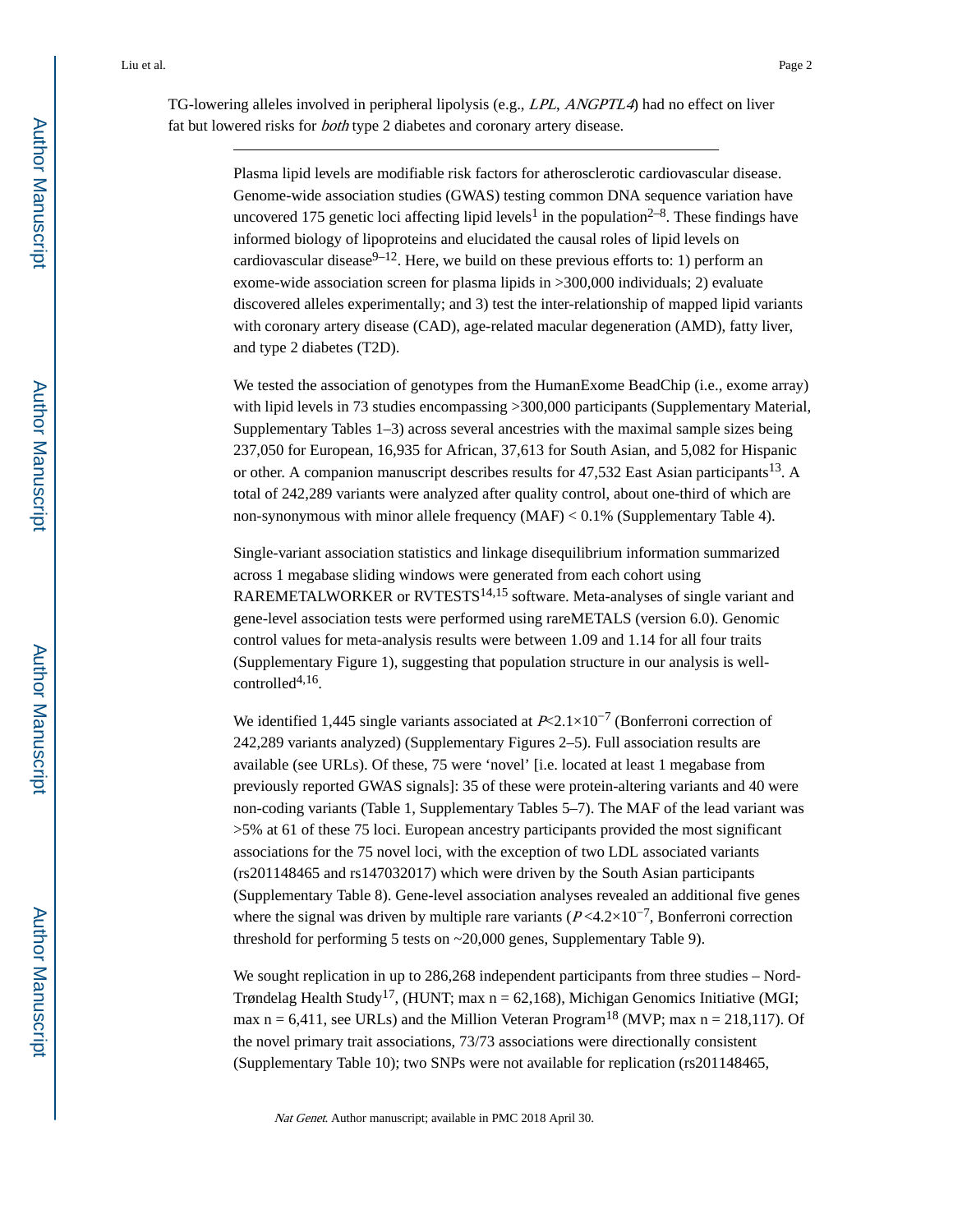TG-lowering alleles involved in peripheral lipolysis (e.g., *LPL*, *ANGPTL4*) had no effect on liver fat but lowered risks for *both* type 2 diabetes and coronary artery disease.

---

Plasma lipid levels are modifiable risk factors for atherosclerotic cardiovascular disease. Genome-wide association studies (GWAS) testing common DNA sequence variation have uncovered 175 genetic loci affecting lipid levels[1] in the population[2–8]. These findings have informed biology of lipoproteins and elucidated the causal roles of lipid levels on cardiovascular disease[9–12]. Here, we build on these previous efforts to: 1) perform an exome-wide association screen for plasma lipids in >300,000 individuals; 2) evaluate discovered alleles experimentally; and 3) test the inter-relationship of mapped lipid variants with coronary artery disease (CAD), age-related macular degeneration (AMD), fatty liver, and type 2 diabetes (T2D).

We tested the association of genotypes from the HumanExome BeadChip (i.e., exome array) with lipid levels in 73 studies encompassing >300,000 participants (Supplementary Material, Supplementary Tables 1–3) across several ancestries with the maximal sample sizes being 237,050 for European, 16,935 for African, 37,613 for South Asian, and 5,082 for Hispanic or other. A companion manuscript describes results for 47,532 East Asian participants[13]. A total of 242,289 variants were analyzed after quality control, about one-third of which are non-synonymous with minor allele frequency (MAF) < 0.1% (Supplementary Table 4).

Single-variant association statistics and linkage disequilibrium information summarized across 1 megabase sliding windows were generated from each cohort using RAREMETALWORKER or RVTESTS[14,15] software. Meta-analyses of single variant and gene-level association tests were performed using rareMETALS (version 6.0). Genomic control values for meta-analysis results were between 1.09 and 1.14 for all four traits (Supplementary Figure 1), suggesting that population structure in our analysis is well-controlled[4,16].

We identified 1,445 single variants associated at $P<2.1\times10^{-7}$ (Bonferroni correction of 242,289 variants analyzed) (Supplementary Figures 2–5). Full association results are available (see URLs). Of these, 75 were 'novel' [i.e. located at least 1 megabase from previously reported GWAS signals]: 35 of these were protein-altering variants and 40 were non-coding variants (Table 1, Supplementary Tables 5–7). The MAF of the lead variant was >5% at 61 of these 75 loci. European ancestry participants provided the most significant associations for the 75 novel loci, with the exception of two LDL associated variants (rs201148465 and rs147032017) which were driven by the South Asian participants (Supplementary Table 8). Gene-level association analyses revealed an additional five genes where the signal was driven by multiple rare variants ($P<4.2\times10^{-7}$, Bonferroni correction threshold for performing 5 tests on ~20,000 genes, Supplementary Table 9).

We sought replication in up to 286,268 independent participants from three studies – Nord-Trøndelag Health Study[17], (HUNT; max n = 62,168), Michigan Genomics Initiative (MGI; max n = 6,411, see URLs) and the Million Veteran Program[18] (MVP; max n = 218,117). Of the novel primary trait associations, 73/73 associations were directionally consistent (Supplementary Table 10); two SNPs were not available for replication (rs201148465,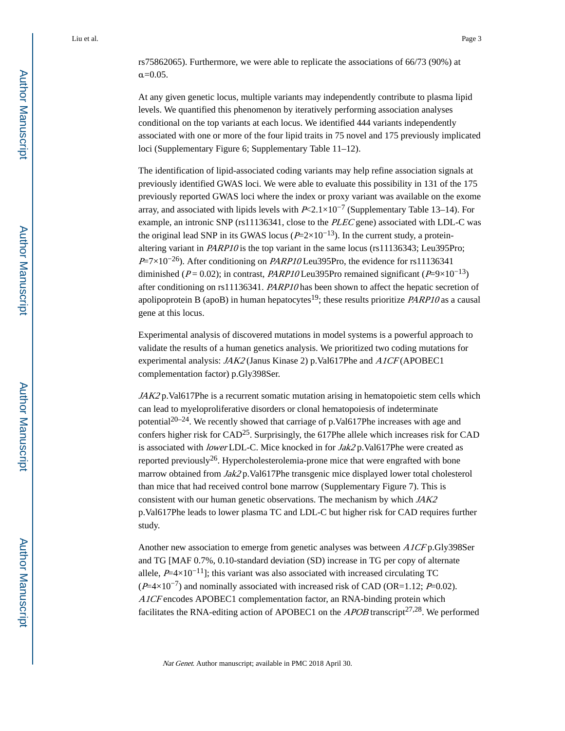rs75862065). Furthermore, we were able to replicate the associations of 66/73 (90%) at $\alpha$=0.05.

At any given genetic locus, multiple variants may independently contribute to plasma lipid levels. We quantified this phenomenon by iteratively performing association analyses conditional on the top variants at each locus. We identified 444 variants independently associated with one or more of the four lipid traits in 75 novel and 175 previously implicated loci (Supplementary Figure 6; Supplementary Table 11–12).

The identification of lipid-associated coding variants may help refine association signals at previously identified GWAS loci. We were able to evaluate this possibility in 131 of the 175 previously reported GWAS loci where the index or proxy variant was available on the exome array, and associated with lipids levels with $P<2.1\times10^{-7}$ (Supplementary Table 13–14). For example, an intronic SNP (rs11136341, close to the *PLEC* gene) associated with LDL-C was the original lead SNP in its GWAS locus ($P=2\times10^{-13}$). In the current study, a protein-altering variant in *PARP10* is the top variant in the same locus (rs11136343; Leu395Pro; $P=7\times10^{-26}$). After conditioning on *PARP10* Leu395Pro, the evidence for rs11136341 diminished ($P = 0.02$); in contrast, *PARP10* Leu395Pro remained significant ($P=9\times10^{-13}$) after conditioning on rs11136341. *PARP10* has been shown to affect the hepatic secretion of apolipoprotein B (apoB) in human hepatocytes[19]; these results prioritize *PARP10* as a causal gene at this locus.

Experimental analysis of discovered mutations in model systems is a powerful approach to validate the results of a human genetics analysis. We prioritized two coding mutations for experimental analysis: *JAK2* (Janus Kinase 2) p.Val617Phe and *A1CF* (APOBEC1 complementation factor) p.Gly398Ser.

*JAK2* p.Val617Phe is a recurrent somatic mutation arising in hematopoietic stem cells which can lead to myeloproliferative disorders or clonal hematopoiesis of indeterminate potential[20–24]. We recently showed that carriage of p.Val617Phe increases with age and confers higher risk for CAD[25]. Surprisingly, the 617Phe allele which increases risk for CAD is associated with *lower* LDL-C. Mice knocked in for *Jak2* p.Val617Phe were created as reported previously[26]. Hypercholesterolemia-prone mice that were engrafted with bone marrow obtained from *Jak2* p.Val617Phe transgenic mice displayed lower total cholesterol than mice that had received control bone marrow (Supplementary Figure 7). This is consistent with our human genetic observations. The mechanism by which *JAK2* p.Val617Phe leads to lower plasma TC and LDL-C but higher risk for CAD requires further study.

Another new association to emerge from genetic analyses was between *A1CF* p.Gly398Ser and TG [MAF 0.7%, 0.10-standard deviation (SD) increase in TG per copy of alternate allele, $P=4\times10^{-11}$]; this variant was also associated with increased circulating TC ($P=4\times10^{-7}$) and nominally associated with increased risk of CAD (OR=1.12; $P=0.02$). *A1CF* encodes APOBEC1 complementation factor, an RNA-binding protein which facilitates the RNA-editing action of APOBEC1 on the *APOB* transcript[27,28]. We performed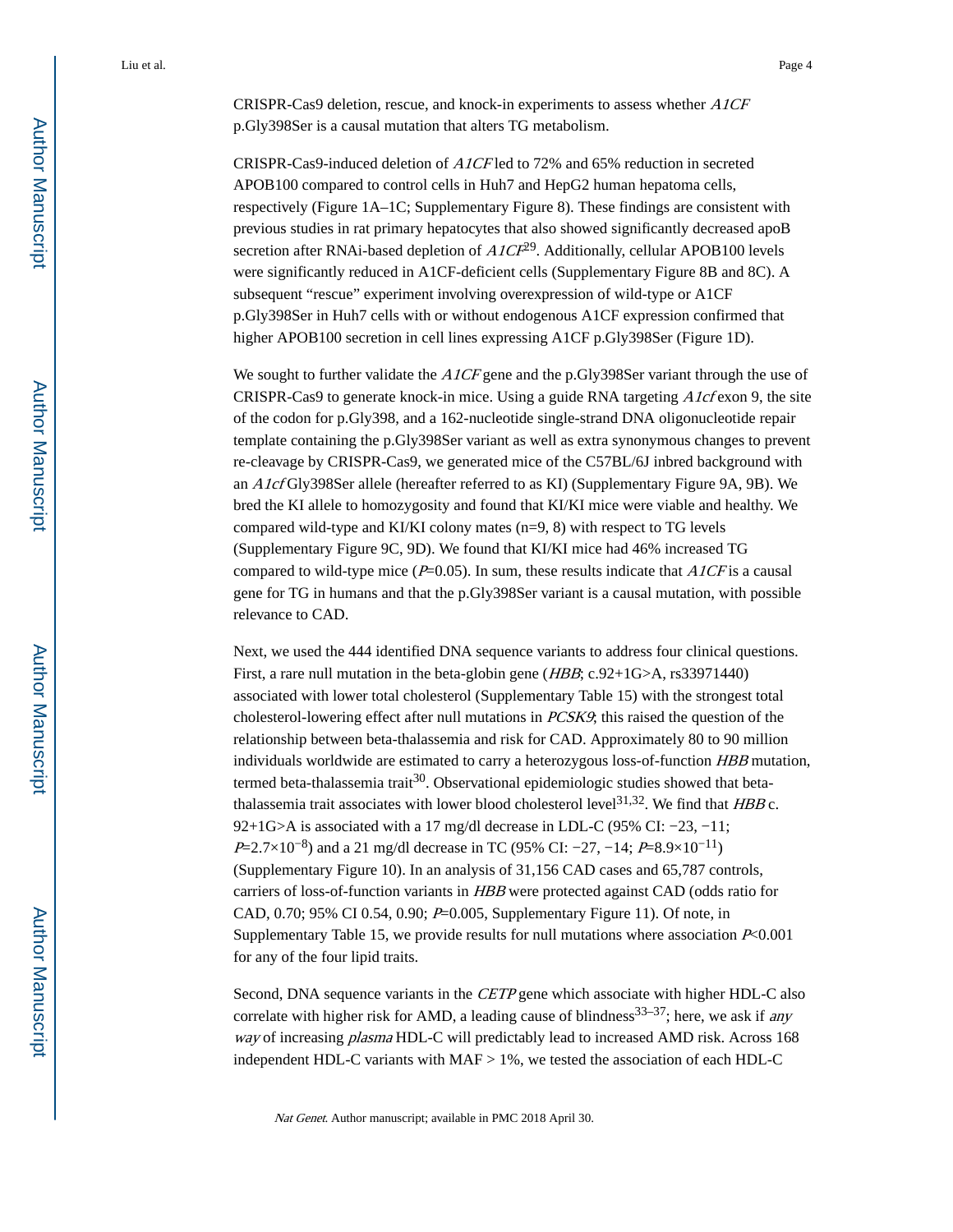CRISPR-Cas9 deletion, rescue, and knock-in experiments to assess whether *A1CF* p.Gly398Ser is a causal mutation that alters TG metabolism.

CRISPR-Cas9-induced deletion of *A1CF* led to 72% and 65% reduction in secreted APOB100 compared to control cells in Huh7 and HepG2 human hepatoma cells, respectively (Figure 1A–1C; Supplementary Figure 8). These findings are consistent with previous studies in rat primary hepatocytes that also showed significantly decreased apoB secretion after RNAi-based depletion of *A1CF*[29]. Additionally, cellular APOB100 levels were significantly reduced in A1CF-deficient cells (Supplementary Figure 8B and 8C). A subsequent "rescue" experiment involving overexpression of wild-type or A1CF p.Gly398Ser in Huh7 cells with or without endogenous A1CF expression confirmed that higher APOB100 secretion in cell lines expressing A1CF p.Gly398Ser (Figure 1D).

We sought to further validate the *A1CF* gene and the p.Gly398Ser variant through the use of CRISPR-Cas9 to generate knock-in mice. Using a guide RNA targeting *A1cf* exon 9, the site of the codon for p.Gly398, and a 162-nucleotide single-strand DNA oligonucleotide repair template containing the p.Gly398Ser variant as well as extra synonymous changes to prevent re-cleavage by CRISPR-Cas9, we generated mice of the C57BL/6J inbred background with an *A1cf* Gly398Ser allele (hereafter referred to as KI) (Supplementary Figure 9A, 9B). We bred the KI allele to homozygosity and found that KI/KI mice were viable and healthy. We compared wild-type and KI/KI colony mates (n=9, 8) with respect to TG levels (Supplementary Figure 9C, 9D). We found that KI/KI mice had 46% increased TG compared to wild-type mice ($P$=0.05). In sum, these results indicate that *A1CF* is a causal gene for TG in humans and that the p.Gly398Ser variant is a causal mutation, with possible relevance to CAD.

Next, we used the 444 identified DNA sequence variants to address four clinical questions. First, a rare null mutation in the beta-globin gene (*HBB*; c.92+1G>A, rs33971440) associated with lower total cholesterol (Supplementary Table 15) with the strongest total cholesterol-lowering effect after null mutations in *PCSK9*; this raised the question of the relationship between beta-thalassemia and risk for CAD. Approximately 80 to 90 million individuals worldwide are estimated to carry a heterozygous loss-of-function *HBB* mutation, termed beta-thalassemia trait[30]. Observational epidemiologic studies showed that beta-thalassemia trait associates with lower blood cholesterol level[31,32]. We find that *HBB* c. 92+1G>A is associated with a 17 mg/dl decrease in LDL-C (95% CI: −23, −11; $P$=$2.7\times10^{-8}$) and a 21 mg/dl decrease in TC (95% CI: −27, −14; $P$=$8.9\times10^{-11}$) (Supplementary Figure 10). In an analysis of 31,156 CAD cases and 65,787 controls, carriers of loss-of-function variants in *HBB* were protected against CAD (odds ratio for CAD, 0.70; 95% CI 0.54, 0.90; $P$=0.005, Supplementary Figure 11). Of note, in Supplementary Table 15, we provide results for null mutations where association $P$<0.001 for any of the four lipid traits.

Second, DNA sequence variants in the *CETP* gene which associate with higher HDL-C also correlate with higher risk for AMD, a leading cause of blindness[33–37]; here, we ask if *any way* of increasing *plasma* HDL-C will predictably lead to increased AMD risk. Across 168 independent HDL-C variants with MAF > 1%, we tested the association of each HDL-C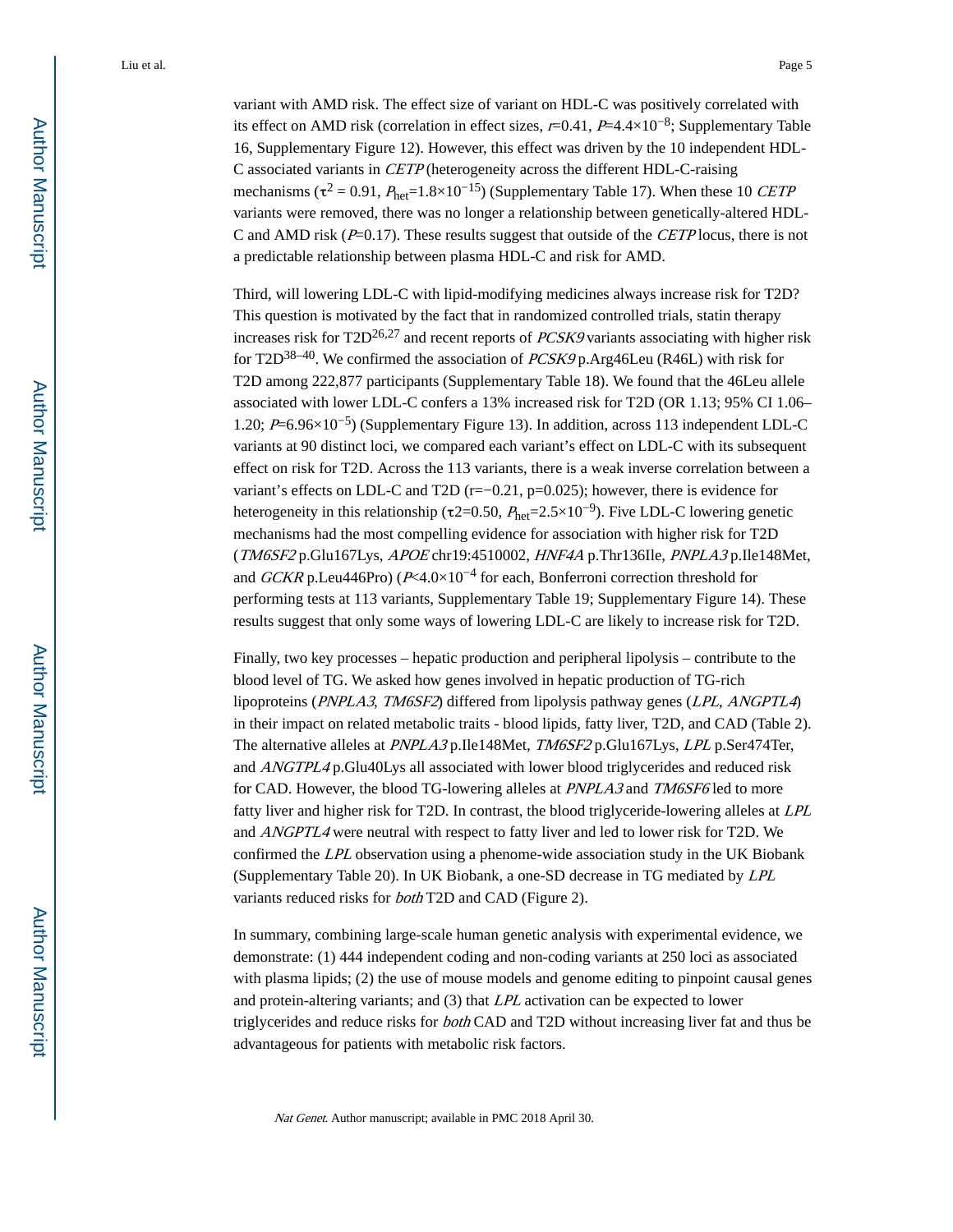variant with AMD risk. The effect size of variant on HDL-C was positively correlated with its effect on AMD risk (correlation in effect sizes, $r$=0.41, $P$=4.4×$10^{-8}$; Supplementary Table 16, Supplementary Figure 12). However, this effect was driven by the 10 independent HDL-C associated variants in *CETP* (heterogeneity across the different HDL-C-raising mechanisms ($\tau^2$ = 0.91, $P_{het}$=1.8×$10^{-15}$) (Supplementary Table 17). When these 10 *CETP* variants were removed, there was no longer a relationship between genetically-altered HDL-C and AMD risk ($P$=0.17). These results suggest that outside of the *CETP* locus, there is not a predictable relationship between plasma HDL-C and risk for AMD.

Third, will lowering LDL-C with lipid-modifying medicines always increase risk for T2D? This question is motivated by the fact that in randomized controlled trials, statin therapy increases risk for T2D[26,27] and recent reports of *PCSK9* variants associating with higher risk for T2D[38–40]. We confirmed the association of *PCSK9* p.Arg46Leu (R46L) with risk for T2D among 222,877 participants (Supplementary Table 18). We found that the 46Leu allele associated with lower LDL-C confers a 13% increased risk for T2D (OR 1.13; 95% CI 1.06–1.20; $P$=6.96×$10^{-5}$) (Supplementary Figure 13). In addition, across 113 independent LDL-C variants at 90 distinct loci, we compared each variant's effect on LDL-C with its subsequent effect on risk for T2D. Across the 113 variants, there is a weak inverse correlation between a variant's effects on LDL-C and T2D (r=−0.21, p=0.025); however, there is evidence for heterogeneity in this relationship ($\tau$2=0.50, $P_{het}$=2.5×$10^{-9}$). Five LDL-C lowering genetic mechanisms had the most compelling evidence for association with higher risk for T2D (*TM6SF2* p.Glu167Lys, *APOE* chr19:4510002, *HNF4A* p.Thr136Ile, *PNPLA3* p.Ile148Met, and *GCKR* p.Leu446Pro) ($P$<4.0×$10^{-4}$ for each, Bonferroni correction threshold for performing tests at 113 variants, Supplementary Table 19; Supplementary Figure 14). These results suggest that only some ways of lowering LDL-C are likely to increase risk for T2D.

Finally, two key processes – hepatic production and peripheral lipolysis – contribute to the blood level of TG. We asked how genes involved in hepatic production of TG-rich lipoproteins (*PNPLA3*, *TM6SF2*) differed from lipolysis pathway genes (*LPL*, *ANGPTL4*) in their impact on related metabolic traits - blood lipids, fatty liver, T2D, and CAD (Table 2). The alternative alleles at *PNPLA3* p.Ile148Met, *TM6SF2* p.Glu167Lys, *LPL* p.Ser474Ter, and *ANGTPL4* p.Glu40Lys all associated with lower blood triglycerides and reduced risk for CAD. However, the blood TG-lowering alleles at *PNPLA3* and *TM6SF6* led to more fatty liver and higher risk for T2D. In contrast, the blood triglyceride-lowering alleles at *LPL* and *ANGPTL4* were neutral with respect to fatty liver and led to lower risk for T2D. We confirmed the *LPL* observation using a phenome-wide association study in the UK Biobank (Supplementary Table 20). In UK Biobank, a one-SD decrease in TG mediated by *LPL* variants reduced risks for *both* T2D and CAD (Figure 2).

In summary, combining large-scale human genetic analysis with experimental evidence, we demonstrate: (1) 444 independent coding and non-coding variants at 250 loci as associated with plasma lipids; (2) the use of mouse models and genome editing to pinpoint causal genes and protein-altering variants; and (3) that *LPL* activation can be expected to lower triglycerides and reduce risks for *both* CAD and T2D without increasing liver fat and thus be advantageous for patients with metabolic risk factors.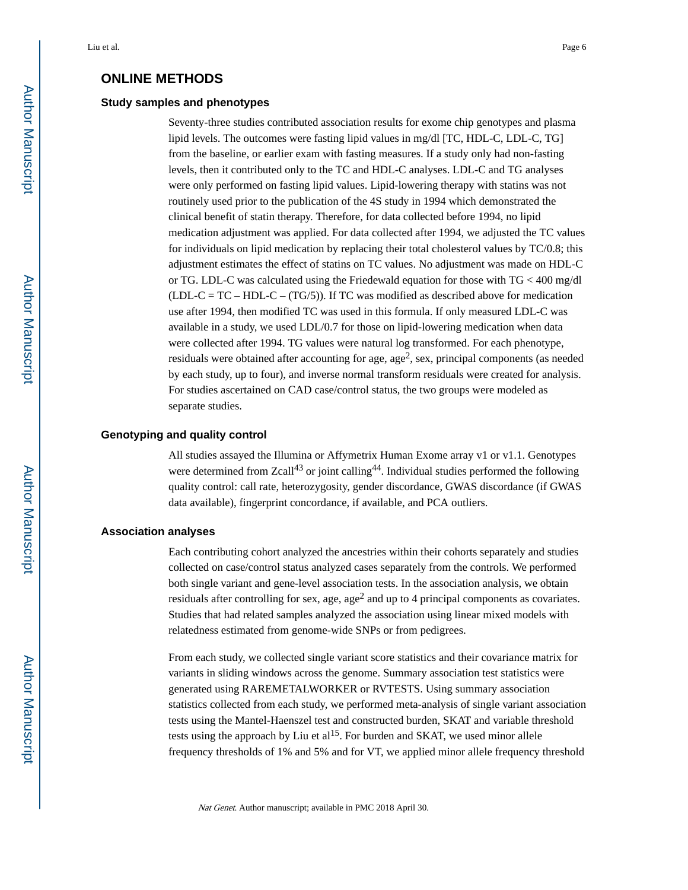# ONLINE METHODS

## Study samples and phenotypes

Seventy-three studies contributed association results for exome chip genotypes and plasma lipid levels. The outcomes were fasting lipid values in mg/dl [TC, HDL-C, LDL-C, TG] from the baseline, or earlier exam with fasting measures. If a study only had non-fasting levels, then it contributed only to the TC and HDL-C analyses. LDL-C and TG analyses were only performed on fasting lipid values. Lipid-lowering therapy with statins was not routinely used prior to the publication of the 4S study in 1994 which demonstrated the clinical benefit of statin therapy. Therefore, for data collected before 1994, no lipid medication adjustment was applied. For data collected after 1994, we adjusted the TC values for individuals on lipid medication by replacing their total cholesterol values by TC/0.8; this adjustment estimates the effect of statins on TC values. No adjustment was made on HDL-C or TG. LDL-C was calculated using the Friedewald equation for those with TG < 400 mg/dl (LDL-C = TC – HDL-C – (TG/5)). If TC was modified as described above for medication use after 1994, then modified TC was used in this formula. If only measured LDL-C was available in a study, we used LDL/0.7 for those on lipid-lowering medication when data were collected after 1994. TG values were natural log transformed. For each phenotype, residuals were obtained after accounting for age, $age^2$, sex, principal components (as needed by each study, up to four), and inverse normal transform residuals were created for analysis. For studies ascertained on CAD case/control status, the two groups were modeled as separate studies.

## Genotyping and quality control

All studies assayed the Illumina or Affymetrix Human Exome array v1 or v1.1. Genotypes were determined from Zcall[43] or joint calling[44]. Individual studies performed the following quality control: call rate, heterozygosity, gender discordance, GWAS discordance (if GWAS data available), fingerprint concordance, if available, and PCA outliers.

## Association analyses

Each contributing cohort analyzed the ancestries within their cohorts separately and studies collected on case/control status analyzed cases separately from the controls. We performed both single variant and gene-level association tests. In the association analysis, we obtain residuals after controlling for sex, age, $age^2$ and up to 4 principal components as covariates. Studies that had related samples analyzed the association using linear mixed models with relatedness estimated from genome-wide SNPs or from pedigrees.

From each study, we collected single variant score statistics and their covariance matrix for variants in sliding windows across the genome. Summary association test statistics were generated using RAREMETALWORKER or RVTESTS. Using summary association statistics collected from each study, we performed meta-analysis of single variant association tests using the Mantel-Haenszel test and constructed burden, SKAT and variable threshold tests using the approach by Liu et al[15]. For burden and SKAT, we used minor allele frequency thresholds of 1% and 5% and for VT, we applied minor allele frequency threshold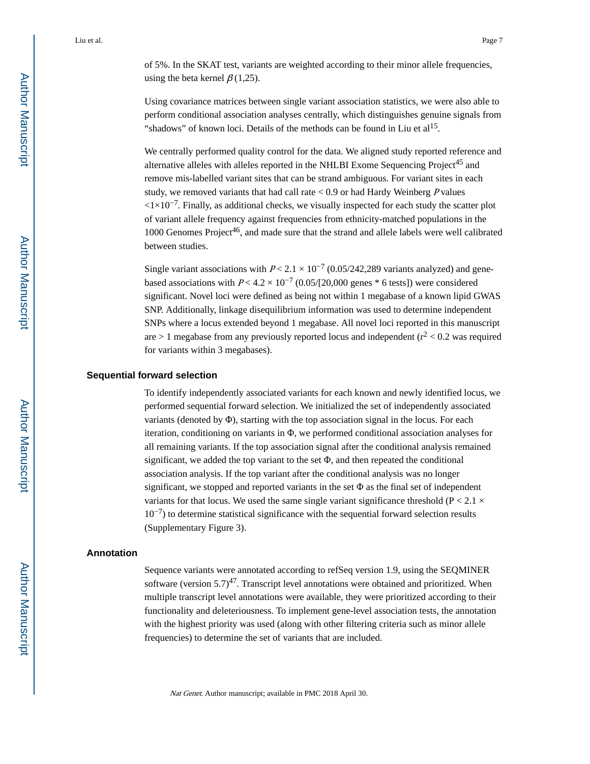of 5%. In the SKAT test, variants are weighted according to their minor allele frequencies, using the beta kernel $\beta(1,25)$.

Using covariance matrices between single variant association statistics, we were also able to perform conditional association analyses centrally, which distinguishes genuine signals from "shadows" of known loci. Details of the methods can be found in Liu et al[15].

We centrally performed quality control for the data. We aligned study reported reference and alternative alleles with alleles reported in the NHLBI Exome Sequencing Project[45] and remove mis-labelled variant sites that can be strand ambiguous. For variant sites in each study, we removed variants that had call rate < 0.9 or had Hardy Weinberg $P$ values $<1\times10^{-7}$. Finally, as additional checks, we visually inspected for each study the scatter plot of variant allele frequency against frequencies from ethnicity-matched populations in the 1000 Genomes Project[46], and made sure that the strand and allele labels were well calibrated between studies.

Single variant associations with $P < 2.1 \times 10^{-7}$ (0.05/242,289 variants analyzed) and gene-based associations with $P < 4.2 \times 10^{-7}$ (0.05/[20,000 genes * 6 tests]) were considered significant. Novel loci were defined as being not within 1 megabase of a known lipid GWAS SNP. Additionally, linkage disequilibrium information was used to determine independent SNPs where a locus extended beyond 1 megabase. All novel loci reported in this manuscript are > 1 megabase from any previously reported locus and independent ($r^2 < 0.2$ was required for variants within 3 megabases).

### Sequential forward selection

To identify independently associated variants for each known and newly identified locus, we performed sequential forward selection. We initialized the set of independently associated variants (denoted by $\Phi$), starting with the top association signal in the locus. For each iteration, conditioning on variants in $\Phi$, we performed conditional association analyses for all remaining variants. If the top association signal after the conditional analysis remained significant, we added the top variant to the set $\Phi$, and then repeated the conditional association analysis. If the top variant after the conditional analysis was no longer significant, we stopped and reported variants in the set $\Phi$ as the final set of independent variants for that locus. We used the same single variant significance threshold ($P < 2.1 \times 10^{-7}$) to determine statistical significance with the sequential forward selection results (Supplementary Figure 3).

### Annotation

Sequence variants were annotated according to refSeq version 1.9, using the SEQMINER software (version 5.7)[47]. Transcript level annotations were obtained and prioritized. When multiple transcript level annotations were available, they were prioritized according to their functionality and deleteriousness. To implement gene-level association tests, the annotation with the highest priority was used (along with other filtering criteria such as minor allele frequencies) to determine the set of variants that are included.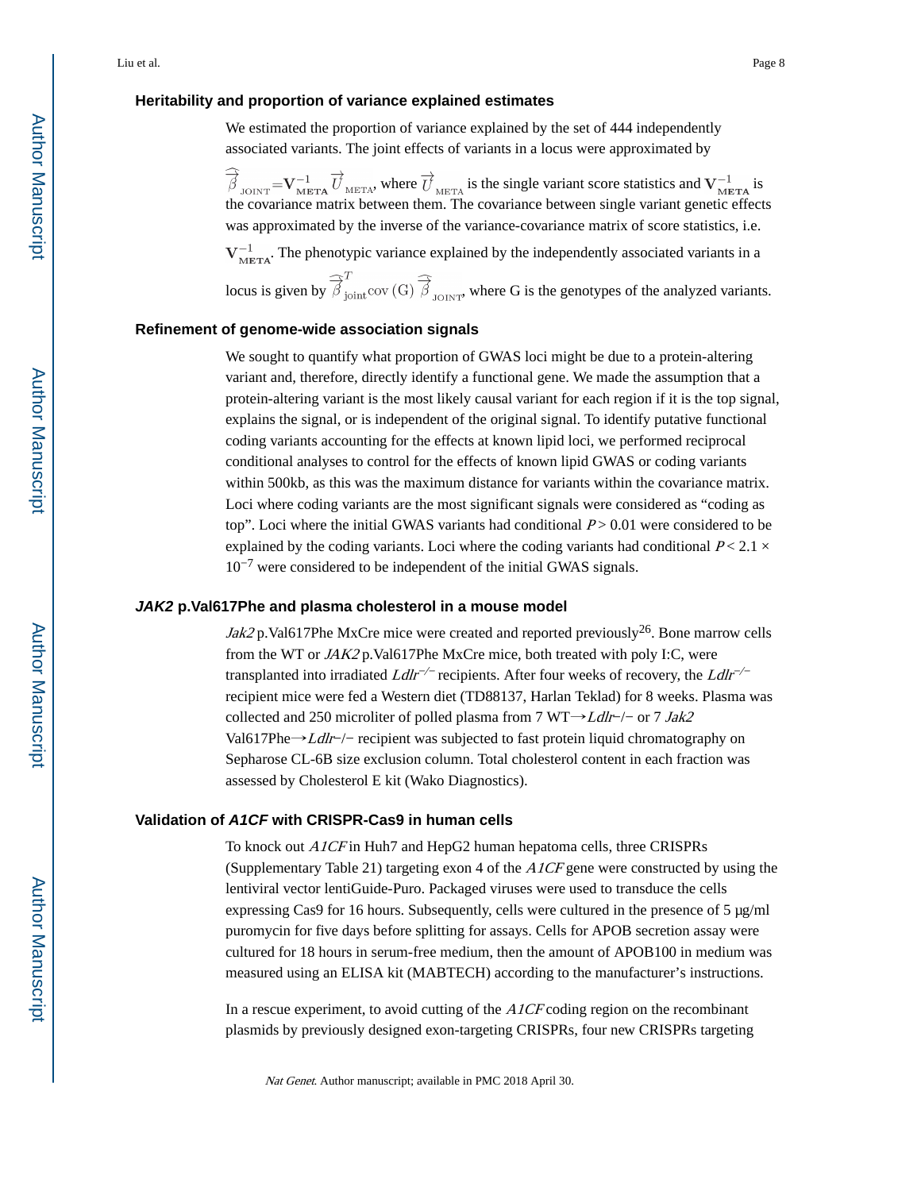### Heritability and proportion of variance explained estimates

We estimated the proportion of variance explained by the set of 444 independently associated variants. The joint effects of variants in a locus were approximated by

$\widehat{\overrightarrow{\beta}}_{\text{JOINT}} = \mathbf{V}_{\mathbf{META}}^{-1} \overrightarrow{U}_{\text{META}}$, where $\overrightarrow{U}_{\text{META}}$ is the single variant score statistics and $\mathbf{V}_{\mathbf{META}}^{-1}$ is the covariance matrix between them. The covariance between single variant genetic effects was approximated by the inverse of the variance-covariance matrix of score statistics, i.e. $\mathbf{V}_{\mathbf{META}}^{-1}$. The phenotypic variance explained by the independently associated variants in a locus is given by $\widehat{\overrightarrow{\beta}}_{\text{joint}}^{T} \text{cov}(\text{G}) \widehat{\overrightarrow{\beta}}_{\text{JOINT}}$, where G is the genotypes of the analyzed variants.

### Refinement of genome-wide association signals

We sought to quantify what proportion of GWAS loci might be due to a protein-altering variant and, therefore, directly identify a functional gene. We made the assumption that a protein-altering variant is the most likely causal variant for each region if it is the top signal, explains the signal, or is independent of the original signal. To identify putative functional coding variants accounting for the effects at known lipid loci, we performed reciprocal conditional analyses to control for the effects of known lipid GWAS or coding variants within 500kb, as this was the maximum distance for variants within the covariance matrix. Loci where coding variants are the most significant signals were considered as "coding as top". Loci where the initial GWAS variants had conditional $P > 0.01$ were considered to be explained by the coding variants. Loci where the coding variants had conditional $P < 2.1 \times 10^{-7}$ were considered to be independent of the initial GWAS signals.

### *JAK2* p.Val617Phe and plasma cholesterol in a mouse model

*Jak2* p.Val617Phe MxCre mice were created and reported previously[26]. Bone marrow cells from the WT or *JAK2* p.Val617Phe MxCre mice, both treated with poly I:C, were transplanted into irradiated *Ldlr*$^{-/-}$ recipients. After four weeks of recovery, the *Ldlr*$^{-/-}$ recipient mice were fed a Western diet (TD88137, Harlan Teklad) for 8 weeks. Plasma was collected and 250 microliter of polled plasma from 7 WT→*Ldlr*−/− or 7 *Jak2* Val617Phe→*Ldlr*−/− recipient was subjected to fast protein liquid chromatography on Sepharose CL-6B size exclusion column. Total cholesterol content in each fraction was assessed by Cholesterol E kit (Wako Diagnostics).

### Validation of *A1CF* with CRISPR-Cas9 in human cells

To knock out *A1CF* in Huh7 and HepG2 human hepatoma cells, three CRISPRs (Supplementary Table 21) targeting exon 4 of the *A1CF* gene were constructed by using the lentiviral vector lentiGuide-Puro. Packaged viruses were used to transduce the cells expressing Cas9 for 16 hours. Subsequently, cells were cultured in the presence of 5 µg/ml puromycin for five days before splitting for assays. Cells for APOB secretion assay were cultured for 18 hours in serum-free medium, then the amount of APOB100 in medium was measured using an ELISA kit (MABTECH) according to the manufacturer's instructions.

In a rescue experiment, to avoid cutting of the *A1CF* coding region on the recombinant plasmids by previously designed exon-targeting CRISPRs, four new CRISPRs targeting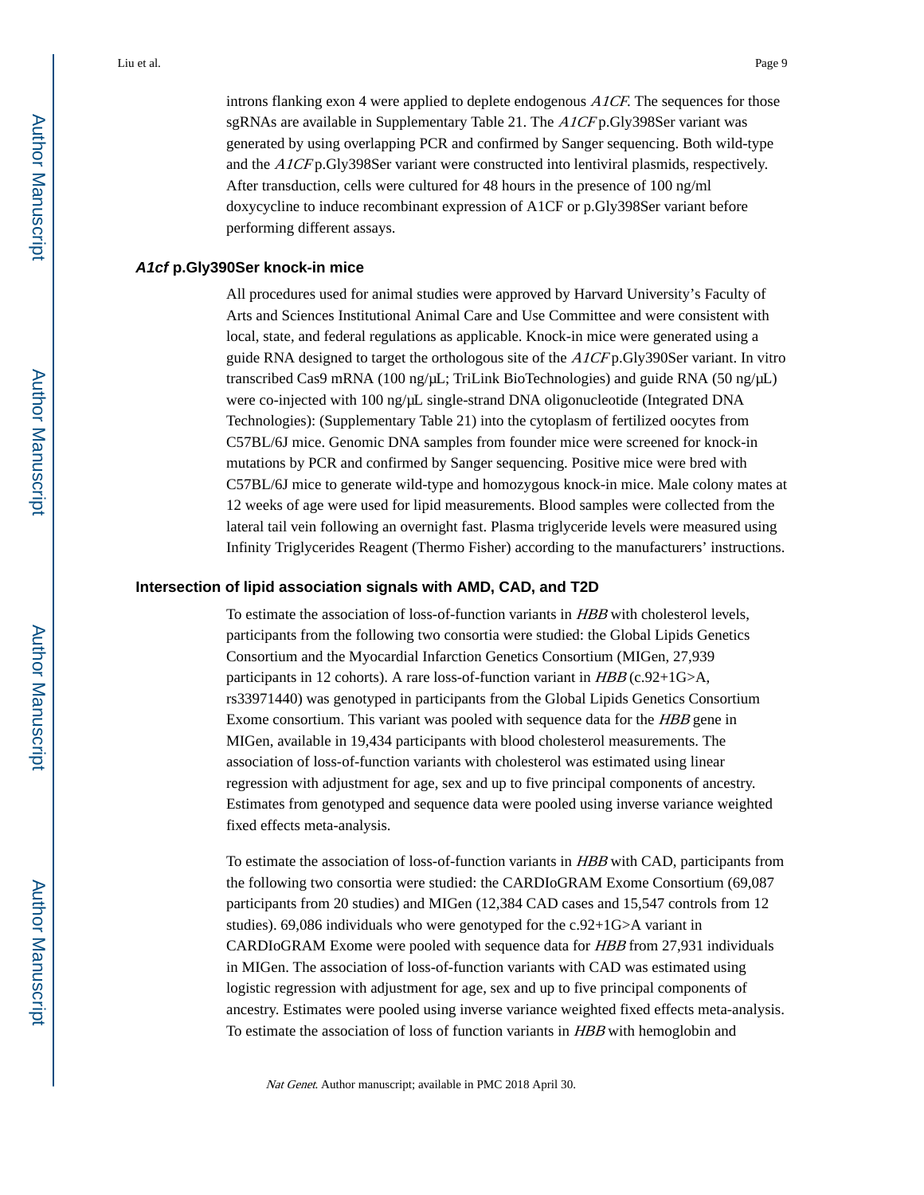introns flanking exon 4 were applied to deplete endogenous *A1CF*. The sequences for those sgRNAs are available in Supplementary Table 21. The *A1CF* p.Gly398Ser variant was generated by using overlapping PCR and confirmed by Sanger sequencing. Both wild-type and the *A1CF* p.Gly398Ser variant were constructed into lentiviral plasmids, respectively. After transduction, cells were cultured for 48 hours in the presence of 100 ng/ml doxycycline to induce recombinant expression of A1CF or p.Gly398Ser variant before performing different assays.

### *A1cf* p.Gly390Ser knock-in mice

All procedures used for animal studies were approved by Harvard University's Faculty of Arts and Sciences Institutional Animal Care and Use Committee and were consistent with local, state, and federal regulations as applicable. Knock-in mice were generated using a guide RNA designed to target the orthologous site of the *A1CF* p.Gly390Ser variant. In vitro transcribed Cas9 mRNA (100 ng/μL; TriLink BioTechnologies) and guide RNA (50 ng/μL) were co-injected with 100 ng/μL single-strand DNA oligonucleotide (Integrated DNA Technologies): (Supplementary Table 21) into the cytoplasm of fertilized oocytes from C57BL/6J mice. Genomic DNA samples from founder mice were screened for knock-in mutations by PCR and confirmed by Sanger sequencing. Positive mice were bred with C57BL/6J mice to generate wild-type and homozygous knock-in mice. Male colony mates at 12 weeks of age were used for lipid measurements. Blood samples were collected from the lateral tail vein following an overnight fast. Plasma triglyceride levels were measured using Infinity Triglycerides Reagent (Thermo Fisher) according to the manufacturers' instructions.

### Intersection of lipid association signals with AMD, CAD, and T2D

To estimate the association of loss-of-function variants in *HBB* with cholesterol levels, participants from the following two consortia were studied: the Global Lipids Genetics Consortium and the Myocardial Infarction Genetics Consortium (MIGen, 27,939 participants in 12 cohorts). A rare loss-of-function variant in *HBB* (c.92+1G>A, rs33971440) was genotyped in participants from the Global Lipids Genetics Consortium Exome consortium. This variant was pooled with sequence data for the *HBB* gene in MIGen, available in 19,434 participants with blood cholesterol measurements. The association of loss-of-function variants with cholesterol was estimated using linear regression with adjustment for age, sex and up to five principal components of ancestry. Estimates from genotyped and sequence data were pooled using inverse variance weighted fixed effects meta-analysis.

To estimate the association of loss-of-function variants in *HBB* with CAD, participants from the following two consortia were studied: the CARDIoGRAM Exome Consortium (69,087 participants from 20 studies) and MIGen (12,384 CAD cases and 15,547 controls from 12 studies). 69,086 individuals who were genotyped for the c.92+1G>A variant in CARDIoGRAM Exome were pooled with sequence data for *HBB* from 27,931 individuals in MIGen. The association of loss-of-function variants with CAD was estimated using logistic regression with adjustment for age, sex and up to five principal components of ancestry. Estimates were pooled using inverse variance weighted fixed effects meta-analysis. To estimate the association of loss of function variants in *HBB* with hemoglobin and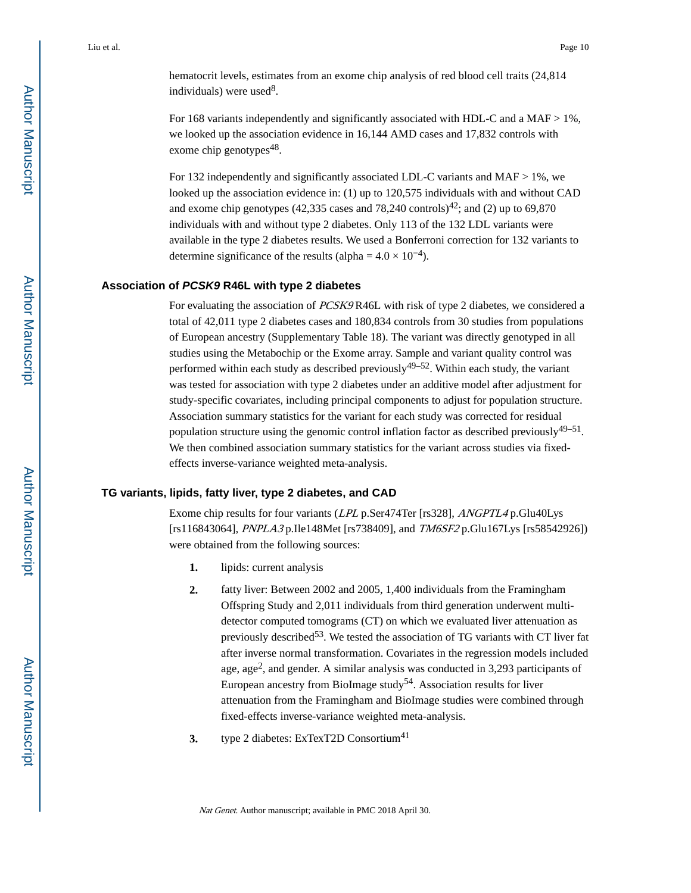hematocrit levels, estimates from an exome chip analysis of red blood cell traits (24,814 individuals) were used[8].

For 168 variants independently and significantly associated with HDL-C and a MAF > 1%, we looked up the association evidence in 16,144 AMD cases and 17,832 controls with exome chip genotypes[48].

For 132 independently and significantly associated LDL-C variants and MAF > 1%, we looked up the association evidence in: (1) up to 120,575 individuals with and without CAD and exome chip genotypes (42,335 cases and 78,240 controls)[42]; and (2) up to 69,870 individuals with and without type 2 diabetes. Only 113 of the 132 LDL variants were available in the type 2 diabetes results. We used a Bonferroni correction for 132 variants to determine significance of the results (alpha = $4.0 \times 10^{-4}$).

### Association of *PCSK9* R46L with type 2 diabetes

For evaluating the association of *PCSK9* R46L with risk of type 2 diabetes, we considered a total of 42,011 type 2 diabetes cases and 180,834 controls from 30 studies from populations of European ancestry (Supplementary Table 18). The variant was directly genotyped in all studies using the Metabochip or the Exome array. Sample and variant quality control was performed within each study as described previously[49–52]. Within each study, the variant was tested for association with type 2 diabetes under an additive model after adjustment for study-specific covariates, including principal components to adjust for population structure. Association summary statistics for the variant for each study was corrected for residual population structure using the genomic control inflation factor as described previously[49–51]. We then combined association summary statistics for the variant across studies via fixed-effects inverse-variance weighted meta-analysis.

### TG variants, lipids, fatty liver, type 2 diabetes, and CAD

Exome chip results for four variants (*LPL* p.Ser474Ter [rs328], *ANGPTL4* p.Glu40Lys [rs116843064], *PNPLA3* p.Ile148Met [rs738409], and *TM6SF2* p.Glu167Lys [rs58542926]) were obtained from the following sources:

1. lipids: current analysis
2. fatty liver: Between 2002 and 2005, 1,400 individuals from the Framingham Offspring Study and 2,011 individuals from third generation underwent multi-detector computed tomograms (CT) on which we evaluated liver attenuation as previously described[53]. We tested the association of TG variants with CT liver fat after inverse normal transformation. Covariates in the regression models included age, age$^2$, and gender. A similar analysis was conducted in 3,293 participants of European ancestry from BioImage study[54]. Association results for liver attenuation from the Framingham and BioImage studies were combined through fixed-effects inverse-variance weighted meta-analysis.
3. type 2 diabetes: ExTexT2D Consortium[41]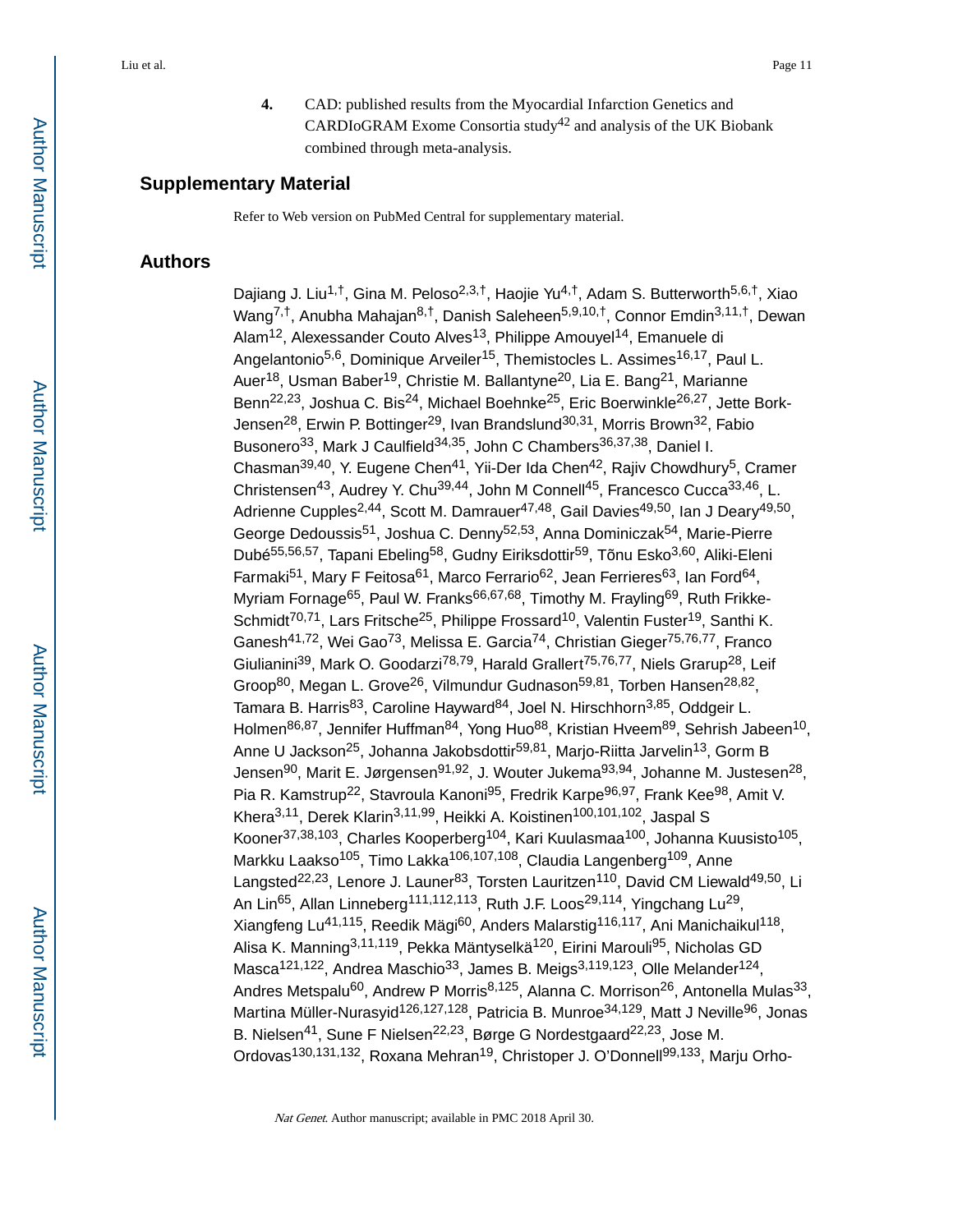4. CAD: published results from the Myocardial Infarction Genetics and CARDIoGRAM Exome Consortia study[42] and analysis of the UK Biobank combined through meta-analysis.

## Supplementary Material

Refer to Web version on PubMed Central for supplementary material.

## Authors

Dajiang J. Liu[1,†], Gina M. Peloso[2,3,†], Haojie Yu[4,†], Adam S. Butterworth[5,6,†], Xiao Wang[7,†], Anubha Mahajan[8,†], Danish Saleheen[5,9,10,†], Connor Emdin[3,11,†], Dewan Alam[12], Alexessander Couto Alves[13], Philippe Amouyel[14], Emanuele di Angelantonio[5,6], Dominique Arveiler[15], Themistocles L. Assimes[16,17], Paul L. Auer[18], Usman Baber[19], Christie M. Ballantyne[20], Lia E. Bang[21], Marianne Benn[22,23], Joshua C. Bis[24], Michael Boehnke[25], Eric Boerwinkle[26,27], Jette Bork-Jensen[28], Erwin P. Bottinger[29], Ivan Brandslund[30,31], Morris Brown[32], Fabio Busonero[33], Mark J Caulfield[34,35], John C Chambers[36,37,38], Daniel I. Chasman[39,40], Y. Eugene Chen[41], Yii-Der Ida Chen[42], Rajiv Chowdhury[5], Cramer Christensen[43], Audrey Y. Chu[39,44], John M Connell[45], Francesco Cucca[33,46], L. Adrienne Cupples[2,44], Scott M. Damrauer[47,48], Gail Davies[49,50], Ian J Deary[49,50], George Dedoussis[51], Joshua C. Denny[52,53], Anna Dominiczak[54], Marie-Pierre Dubé[55,56,57], Tapani Ebeling[58], Gudny Eiriksdottir[59], Tõnu Esko[3,60], Aliki-Eleni Farmaki[51], Mary F Feitosa[61], Marco Ferrario[62], Jean Ferrieres[63], Ian Ford[64], Myriam Fornage[65], Paul W. Franks[66,67,68], Timothy M. Frayling[69], Ruth Frikke-Schmidt[70,71], Lars Fritsche[25], Philippe Frossard[10], Valentin Fuster[19], Santhi K. Ganesh[41,72], Wei Gao[73], Melissa E. Garcia[74], Christian Gieger[75,76,77], Franco Giulianini[39], Mark O. Goodarzi[78,79], Harald Grallert[75,76,77], Niels Grarup[28], Leif Groop[80], Megan L. Grove[26], Vilmundur Gudnason[59,81], Torben Hansen[28,82], Tamara B. Harris[83], Caroline Hayward[84], Joel N. Hirschhorn[3,85], Oddgeir L. Holmen[86,87], Jennifer Huffman[84], Yong Huo[88], Kristian Hveem[89], Sehrish Jabeen[10], Anne U Jackson[25], Johanna Jakobsdottir[59,81], Marjo-Riitta Jarvelin[13], Gorm B Jensen[90], Marit E. Jørgensen[91,92], J. Wouter Jukema[93,94], Johanne M. Justesen[28], Pia R. Kamstrup[22], Stavroula Kanoni[95], Fredrik Karpe[96,97], Frank Kee[98], Amit V. Khera[3,11], Derek Klarin[3,11,99], Heikki A. Koistinen[100,101,102], Jaspal S Kooner[37,38,103], Charles Kooperberg[104], Kari Kuulasmaa[100], Johanna Kuusisto[105], Markku Laakso[105], Timo Lakka[106,107,108], Claudia Langenberg[109], Anne Langsted[22,23], Lenore J. Launer[83], Torsten Lauritzen[110], David CM Liewald[49,50], Li An Lin[65], Allan Linneberg[111,112,113], Ruth J.F. Loos[29,114], Yingchang Lu[29], Xiangfeng Lu[41,115], Reedik Mägi[60], Anders Malarstig[116,117], Ani Manichaikul[118], Alisa K. Manning[3,11,119], Pekka Mäntyselkä[120], Eirini Marouli[95], Nicholas GD Masca[121,122], Andrea Maschio[33], James B. Meigs[3,119,123], Olle Melander[124], Andres Metspalu[60], Andrew P Morris[8,125], Alanna C. Morrison[26], Antonella Mulas[33], Martina Müller-Nurasyid[126,127,128], Patricia B. Munroe[34,129], Matt J Neville[96], Jonas B. Nielsen[41], Sune F Nielsen[22,23], Børge G Nordestgaard[22,23], Jose M. Ordovas[130,131,132], Roxana Mehran[19], Christoper J. O'Donnell[99,133], Marju Orho-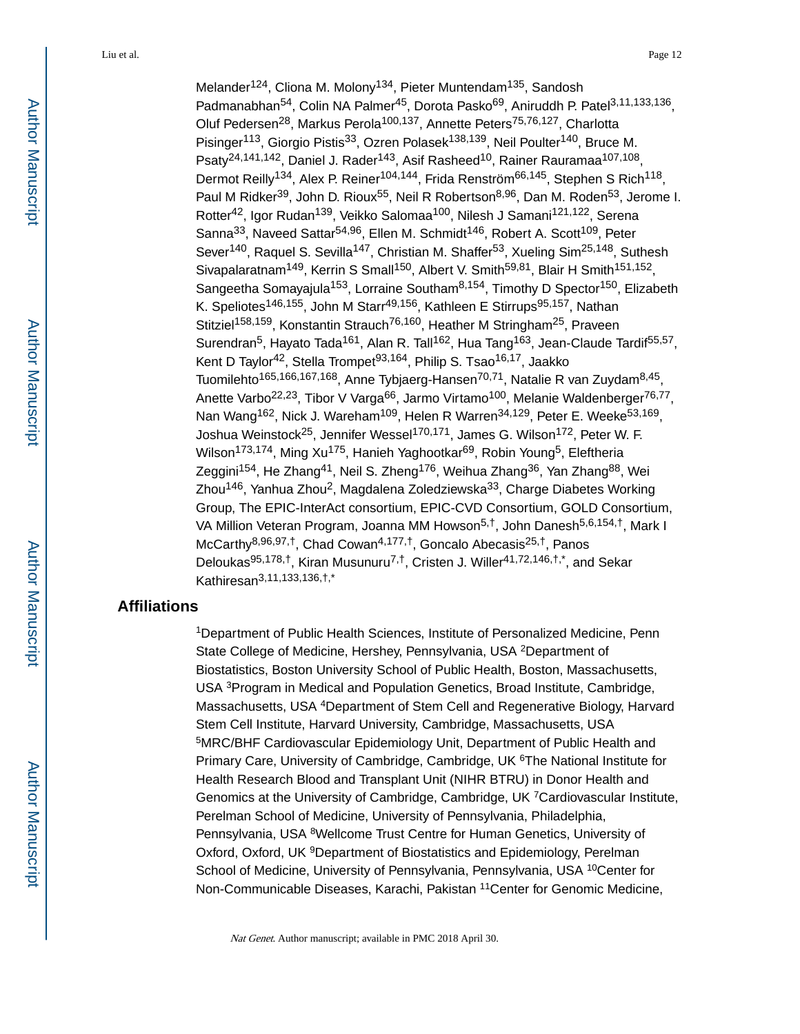Melander[124], Cliona M. Molony[134], Pieter Muntendam[135], Sandosh Padmanabhan[54], Colin NA Palmer[45], Dorota Pasko[69], Aniruddh P. Patel[3,11,133,136], Oluf Pedersen[28], Markus Perola[100,137], Annette Peters[75,76,127], Charlotta Pisinger[113], Giorgio Pistis[33], Ozren Polasek[138,139], Neil Poulter[140], Bruce M. Psaty[24,141,142], Daniel J. Rader[143], Asif Rasheed[10], Rainer Rauramaa[107,108], Dermot Reilly[134], Alex P. Reiner[104,144], Frida Renström[66,145], Stephen S Rich[118], Paul M Ridker[39], John D. Rioux[55], Neil R Robertson[8,96], Dan M. Roden[53], Jerome I. Rotter[42], Igor Rudan[139], Veikko Salomaa[100], Nilesh J Samani[121,122], Serena Sanna[33], Naveed Sattar[54,96], Ellen M. Schmidt[146], Robert A. Scott[109], Peter Sever[140], Raquel S. Sevilla[147], Christian M. Shaffer[53], Xueling Sim[25,148], Suthesh Sivapalaratnam[149], Kerrin S Small[150], Albert V. Smith[59,81], Blair H Smith[151,152], Sangeetha Somayajula[153], Lorraine Southam[8,154], Timothy D Spector[150], Elizabeth K. Speliotes[146,155], John M Starr[49,156], Kathleen E Stirrups[95,157], Nathan Stitziel[158,159], Konstantin Strauch[76,160], Heather M Stringham[25], Praveen Surendran[5], Hayato Tada[161], Alan R. Tall[162], Hua Tang[163], Jean-Claude Tardif[55,57], Kent D Taylor[42], Stella Trompet[93,164], Philip S. Tsao[16,17], Jaakko Tuomilehto[165,166,167,168], Anne Tybjaerg-Hansen[70,71], Natalie R van Zuydam[8,45], Anette Varbo[22,23], Tibor V Varga[66], Jarmo Virtamo[100], Melanie Waldenberger[76,77], Nan Wang[162], Nick J. Wareham[109], Helen R Warren[34,129], Peter E. Weeke[53,169], Joshua Weinstock[25], Jennifer Wessel[170,171], James G. Wilson[172], Peter W. F. Wilson[173,174], Ming Xu[175], Hanieh Yaghootkar[69], Robin Young[5], Eleftheria Zeggini[154], He Zhang[41], Neil S. Zheng[176], Weihua Zhang[36], Yan Zhang[88], Wei Zhou[146], Yanhua Zhou[2], Magdalena Zoledziewska[33], Charge Diabetes Working Group, The EPIC-InterAct consortium, EPIC-CVD Consortium, GOLD Consortium, VA Million Veteran Program, Joanna MM Howson[5,†], John Danesh[5,6,154,†], Mark I McCarthy[8,96,97,†], Chad Cowan[4,177,†], Goncalo Abecasis[25,†], Panos Deloukas[95,178,†], Kiran Musunuru[7,†], Cristen J. Willer[41,72,146,†,*], and Sekar Kathiresan[3,11,133,136,†,*]

## Affiliations

[1]Department of Public Health Sciences, Institute of Personalized Medicine, Penn State College of Medicine, Hershey, Pennsylvania, USA [2]Department of Biostatistics, Boston University School of Public Health, Boston, Massachusetts, USA [3]Program in Medical and Population Genetics, Broad Institute, Cambridge, Massachusetts, USA [4]Department of Stem Cell and Regenerative Biology, Harvard Stem Cell Institute, Harvard University, Cambridge, Massachusetts, USA [5]MRC/BHF Cardiovascular Epidemiology Unit, Department of Public Health and Primary Care, University of Cambridge, Cambridge, UK [6]The National Institute for Health Research Blood and Transplant Unit (NIHR BTRU) in Donor Health and Genomics at the University of Cambridge, Cambridge, UK [7]Cardiovascular Institute, Perelman School of Medicine, University of Pennsylvania, Philadelphia, Pennsylvania, USA [8]Wellcome Trust Centre for Human Genetics, University of Oxford, Oxford, UK [9]Department of Biostatistics and Epidemiology, Perelman School of Medicine, University of Pennsylvania, Pennsylvania, USA [10]Center for Non-Communicable Diseases, Karachi, Pakistan [11]Center for Genomic Medicine,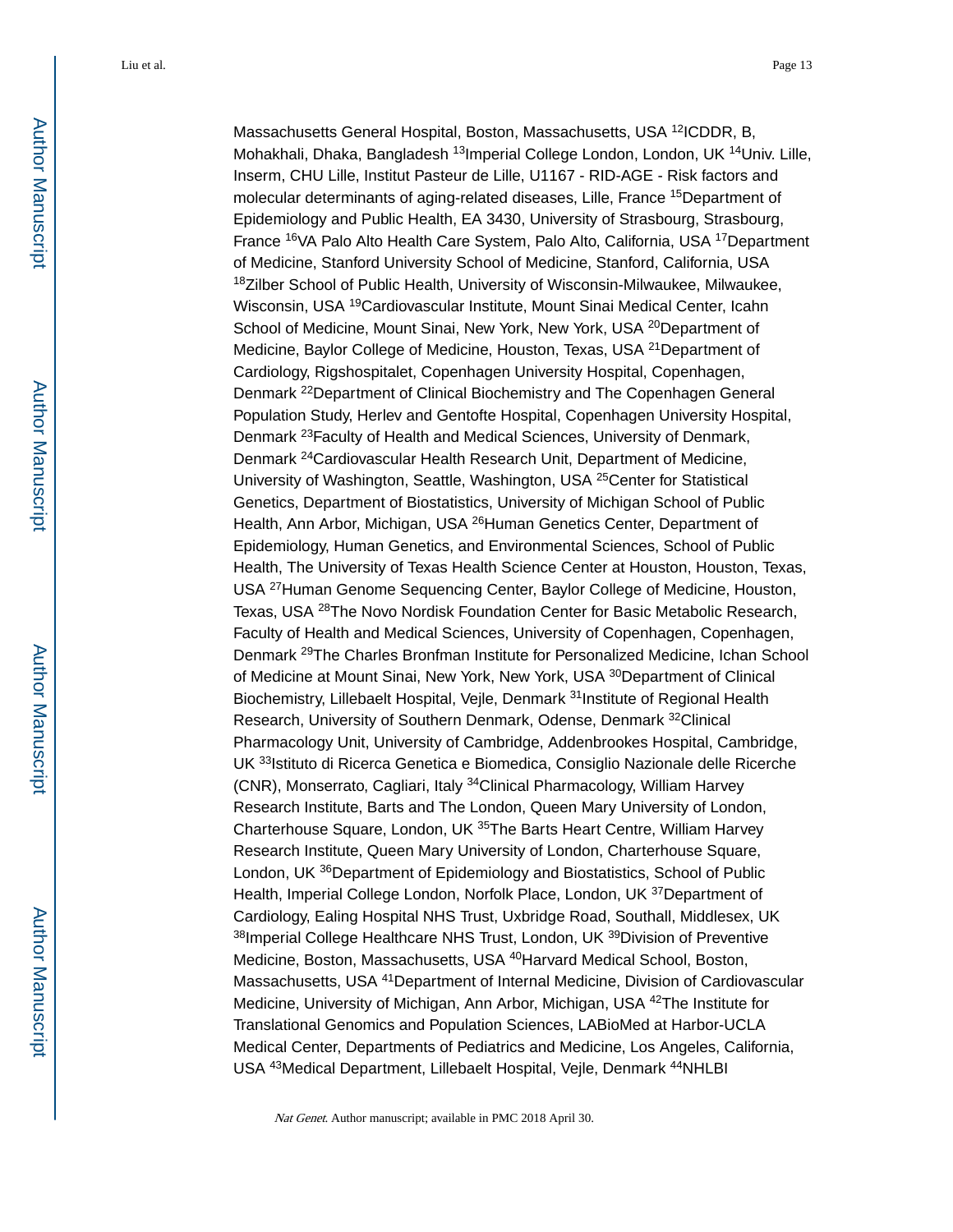Massachusetts General Hospital, Boston, Massachusetts, USA [12]ICDDR, B, Mohakhali, Dhaka, Bangladesh [13]Imperial College London, London, UK [14]Univ. Lille, Inserm, CHU Lille, Institut Pasteur de Lille, U1167 - RID-AGE - Risk factors and molecular determinants of aging-related diseases, Lille, France [15]Department of Epidemiology and Public Health, EA 3430, University of Strasbourg, Strasbourg, France [16]VA Palo Alto Health Care System, Palo Alto, California, USA [17]Department of Medicine, Stanford University School of Medicine, Stanford, California, USA [18]Zilber School of Public Health, University of Wisconsin-Milwaukee, Milwaukee, Wisconsin, USA [19]Cardiovascular Institute, Mount Sinai Medical Center, Icahn School of Medicine, Mount Sinai, New York, New York, USA [20]Department of Medicine, Baylor College of Medicine, Houston, Texas, USA [21]Department of Cardiology, Rigshospitalet, Copenhagen University Hospital, Copenhagen, Denmark [22]Department of Clinical Biochemistry and The Copenhagen General Population Study, Herlev and Gentofte Hospital, Copenhagen University Hospital, Denmark [23]Faculty of Health and Medical Sciences, University of Denmark, Denmark [24]Cardiovascular Health Research Unit, Department of Medicine, University of Washington, Seattle, Washington, USA [25]Center for Statistical Genetics, Department of Biostatistics, University of Michigan School of Public Health, Ann Arbor, Michigan, USA [26]Human Genetics Center, Department of Epidemiology, Human Genetics, and Environmental Sciences, School of Public Health, The University of Texas Health Science Center at Houston, Houston, Texas, USA [27]Human Genome Sequencing Center, Baylor College of Medicine, Houston, Texas, USA [28]The Novo Nordisk Foundation Center for Basic Metabolic Research, Faculty of Health and Medical Sciences, University of Copenhagen, Copenhagen, Denmark [29]The Charles Bronfman Institute for Personalized Medicine, Ichan School of Medicine at Mount Sinai, New York, New York, USA [30]Department of Clinical Biochemistry, Lillebaelt Hospital, Vejle, Denmark [31]Institute of Regional Health Research, University of Southern Denmark, Odense, Denmark [32]Clinical Pharmacology Unit, University of Cambridge, Addenbrookes Hospital, Cambridge, UK [33]Istituto di Ricerca Genetica e Biomedica, Consiglio Nazionale delle Ricerche (CNR), Monserrato, Cagliari, Italy [34]Clinical Pharmacology, William Harvey Research Institute, Barts and The London, Queen Mary University of London, Charterhouse Square, London, UK [35]The Barts Heart Centre, William Harvey Research Institute, Queen Mary University of London, Charterhouse Square, London, UK [36]Department of Epidemiology and Biostatistics, School of Public Health, Imperial College London, Norfolk Place, London, UK [37]Department of Cardiology, Ealing Hospital NHS Trust, Uxbridge Road, Southall, Middlesex, UK [38]Imperial College Healthcare NHS Trust, London, UK [39]Division of Preventive Medicine, Boston, Massachusetts, USA [40]Harvard Medical School, Boston, Massachusetts, USA [41]Department of Internal Medicine, Division of Cardiovascular Medicine, University of Michigan, Ann Arbor, Michigan, USA [42]The Institute for Translational Genomics and Population Sciences, LABioMed at Harbor-UCLA Medical Center, Departments of Pediatrics and Medicine, Los Angeles, California, USA [43]Medical Department, Lillebaelt Hospital, Vejle, Denmark [44]NHLBI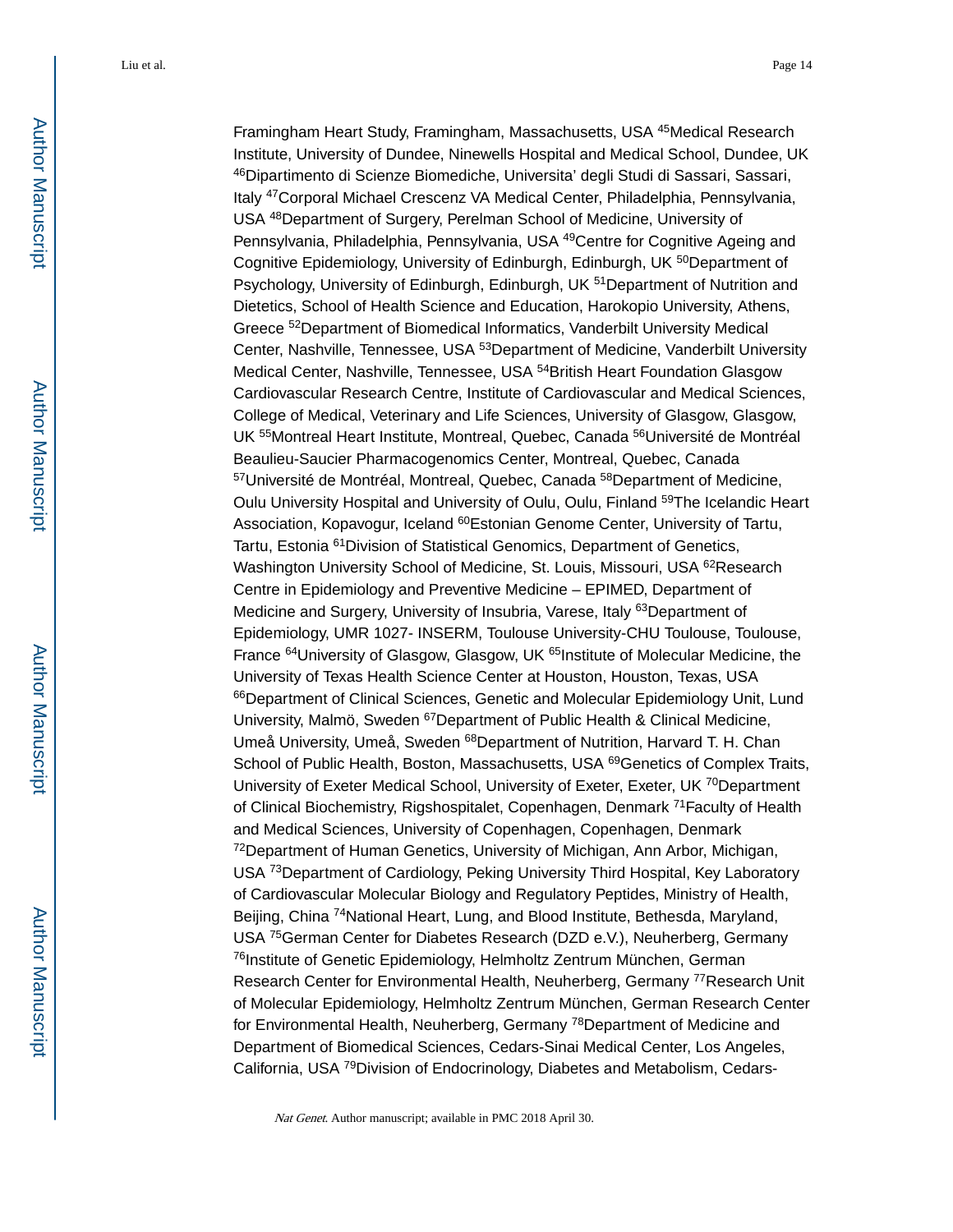Framingham Heart Study, Framingham, Massachusetts, USA [45]Medical Research Institute, University of Dundee, Ninewells Hospital and Medical School, Dundee, UK [46]Dipartimento di Scienze Biomediche, Universita' degli Studi di Sassari, Sassari, Italy [47]Corporal Michael Crescenz VA Medical Center, Philadelphia, Pennsylvania, USA [48]Department of Surgery, Perelman School of Medicine, University of Pennsylvania, Philadelphia, Pennsylvania, USA [49]Centre for Cognitive Ageing and Cognitive Epidemiology, University of Edinburgh, Edinburgh, UK [50]Department of Psychology, University of Edinburgh, Edinburgh, UK [51]Department of Nutrition and Dietetics, School of Health Science and Education, Harokopio University, Athens, Greece [52]Department of Biomedical Informatics, Vanderbilt University Medical Center, Nashville, Tennessee, USA [53]Department of Medicine, Vanderbilt University Medical Center, Nashville, Tennessee, USA [54]British Heart Foundation Glasgow Cardiovascular Research Centre, Institute of Cardiovascular and Medical Sciences, College of Medical, Veterinary and Life Sciences, University of Glasgow, Glasgow, UK [55]Montreal Heart Institute, Montreal, Quebec, Canada [56]Université de Montréal Beaulieu-Saucier Pharmacogenomics Center, Montreal, Quebec, Canada [57]Université de Montréal, Montreal, Quebec, Canada [58]Department of Medicine, Oulu University Hospital and University of Oulu, Oulu, Finland [59]The Icelandic Heart Association, Kopavogur, Iceland [60]Estonian Genome Center, University of Tartu, Tartu, Estonia [61]Division of Statistical Genomics, Department of Genetics, Washington University School of Medicine, St. Louis, Missouri, USA [62]Research Centre in Epidemiology and Preventive Medicine – EPIMED, Department of Medicine and Surgery, University of Insubria, Varese, Italy [63]Department of Epidemiology, UMR 1027- INSERM, Toulouse University-CHU Toulouse, Toulouse, France [64]University of Glasgow, Glasgow, UK [65]Institute of Molecular Medicine, the University of Texas Health Science Center at Houston, Houston, Texas, USA [66]Department of Clinical Sciences, Genetic and Molecular Epidemiology Unit, Lund University, Malmö, Sweden [67]Department of Public Health & Clinical Medicine, Umeå University, Umeå, Sweden [68]Department of Nutrition, Harvard T. H. Chan School of Public Health, Boston, Massachusetts, USA [69]Genetics of Complex Traits, University of Exeter Medical School, University of Exeter, Exeter, UK [70]Department of Clinical Biochemistry, Rigshospitalet, Copenhagen, Denmark [71]Faculty of Health and Medical Sciences, University of Copenhagen, Copenhagen, Denmark [72]Department of Human Genetics, University of Michigan, Ann Arbor, Michigan, USA [73]Department of Cardiology, Peking University Third Hospital, Key Laboratory of Cardiovascular Molecular Biology and Regulatory Peptides, Ministry of Health, Beijing, China [74]National Heart, Lung, and Blood Institute, Bethesda, Maryland, USA [75]German Center for Diabetes Research (DZD e.V.), Neuherberg, Germany [76]Institute of Genetic Epidemiology, Helmholtz Zentrum München, German Research Center for Environmental Health, Neuherberg, Germany [77]Research Unit of Molecular Epidemiology, Helmholtz Zentrum München, German Research Center for Environmental Health, Neuherberg, Germany [78]Department of Medicine and Department of Biomedical Sciences, Cedars-Sinai Medical Center, Los Angeles, California, USA [79]Division of Endocrinology, Diabetes and Metabolism, Cedars-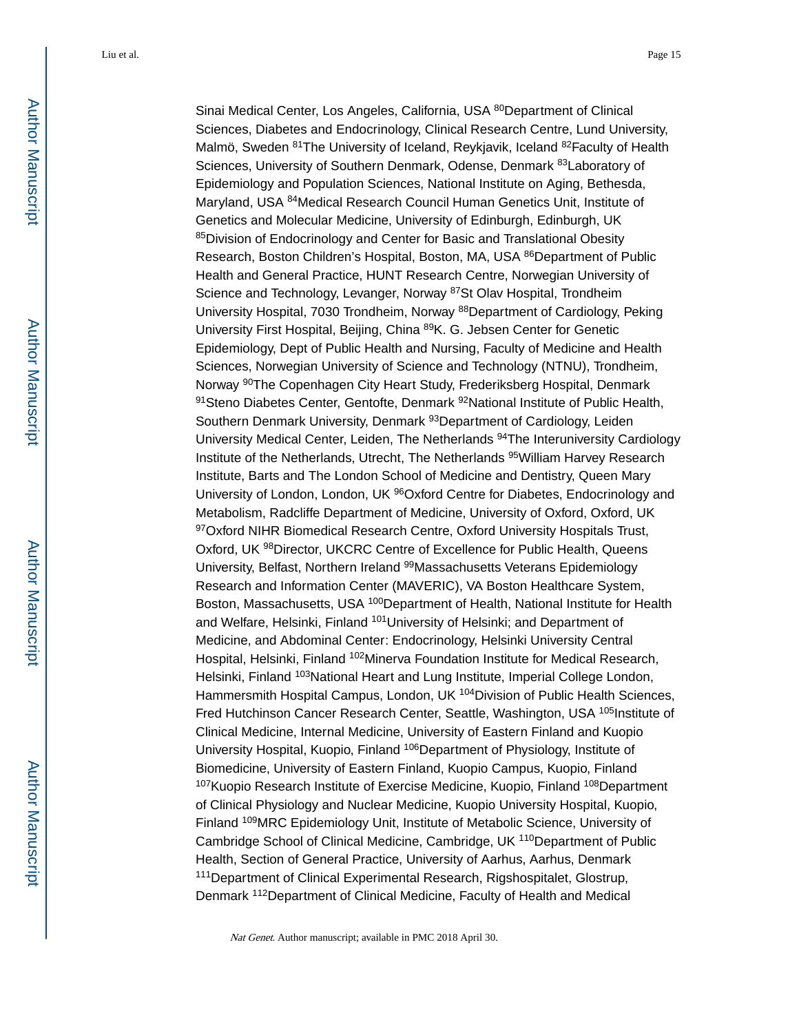Sinai Medical Center, Los Angeles, California, USA [80]Department of Clinical Sciences, Diabetes and Endocrinology, Clinical Research Centre, Lund University, Malmö, Sweden [81]The University of Iceland, Reykjavik, Iceland [82]Faculty of Health Sciences, University of Southern Denmark, Odense, Denmark [83]Laboratory of Epidemiology and Population Sciences, National Institute on Aging, Bethesda, Maryland, USA [84]Medical Research Council Human Genetics Unit, Institute of Genetics and Molecular Medicine, University of Edinburgh, Edinburgh, UK [85]Division of Endocrinology and Center for Basic and Translational Obesity Research, Boston Children's Hospital, Boston, MA, USA [86]Department of Public Health and General Practice, HUNT Research Centre, Norwegian University of Science and Technology, Levanger, Norway [87]St Olav Hospital, Trondheim University Hospital, 7030 Trondheim, Norway [88]Department of Cardiology, Peking University First Hospital, Beijing, China [89]K. G. Jebsen Center for Genetic Epidemiology, Dept of Public Health and Nursing, Faculty of Medicine and Health Sciences, Norwegian University of Science and Technology (NTNU), Trondheim, Norway [90]The Copenhagen City Heart Study, Frederiksberg Hospital, Denmark [91]Steno Diabetes Center, Gentofte, Denmark [92]National Institute of Public Health, Southern Denmark University, Denmark [93]Department of Cardiology, Leiden University Medical Center, Leiden, The Netherlands [94]The Interuniversity Cardiology Institute of the Netherlands, Utrecht, The Netherlands [95]William Harvey Research Institute, Barts and The London School of Medicine and Dentistry, Queen Mary University of London, London, UK [96]Oxford Centre for Diabetes, Endocrinology and Metabolism, Radcliffe Department of Medicine, University of Oxford, Oxford, UK [97]Oxford NIHR Biomedical Research Centre, Oxford University Hospitals Trust, Oxford, UK [98]Director, UKCRC Centre of Excellence for Public Health, Queens University, Belfast, Northern Ireland [99]Massachusetts Veterans Epidemiology Research and Information Center (MAVERIC), VA Boston Healthcare System, Boston, Massachusetts, USA [100]Department of Health, National Institute for Health and Welfare, Helsinki, Finland [101]University of Helsinki; and Department of Medicine, and Abdominal Center: Endocrinology, Helsinki University Central Hospital, Helsinki, Finland [102]Minerva Foundation Institute for Medical Research, Helsinki, Finland [103]National Heart and Lung Institute, Imperial College London, Hammersmith Hospital Campus, London, UK [104]Division of Public Health Sciences, Fred Hutchinson Cancer Research Center, Seattle, Washington, USA [105]Institute of Clinical Medicine, Internal Medicine, University of Eastern Finland and Kuopio University Hospital, Kuopio, Finland [106]Department of Physiology, Institute of Biomedicine, University of Eastern Finland, Kuopio Campus, Kuopio, Finland [107]Kuopio Research Institute of Exercise Medicine, Kuopio, Finland [108]Department of Clinical Physiology and Nuclear Medicine, Kuopio University Hospital, Kuopio, Finland [109]MRC Epidemiology Unit, Institute of Metabolic Science, University of Cambridge School of Clinical Medicine, Cambridge, UK [110]Department of Public Health, Section of General Practice, University of Aarhus, Aarhus, Denmark [111]Department of Clinical Experimental Research, Rigshospitalet, Glostrup, Denmark [112]Department of Clinical Medicine, Faculty of Health and Medical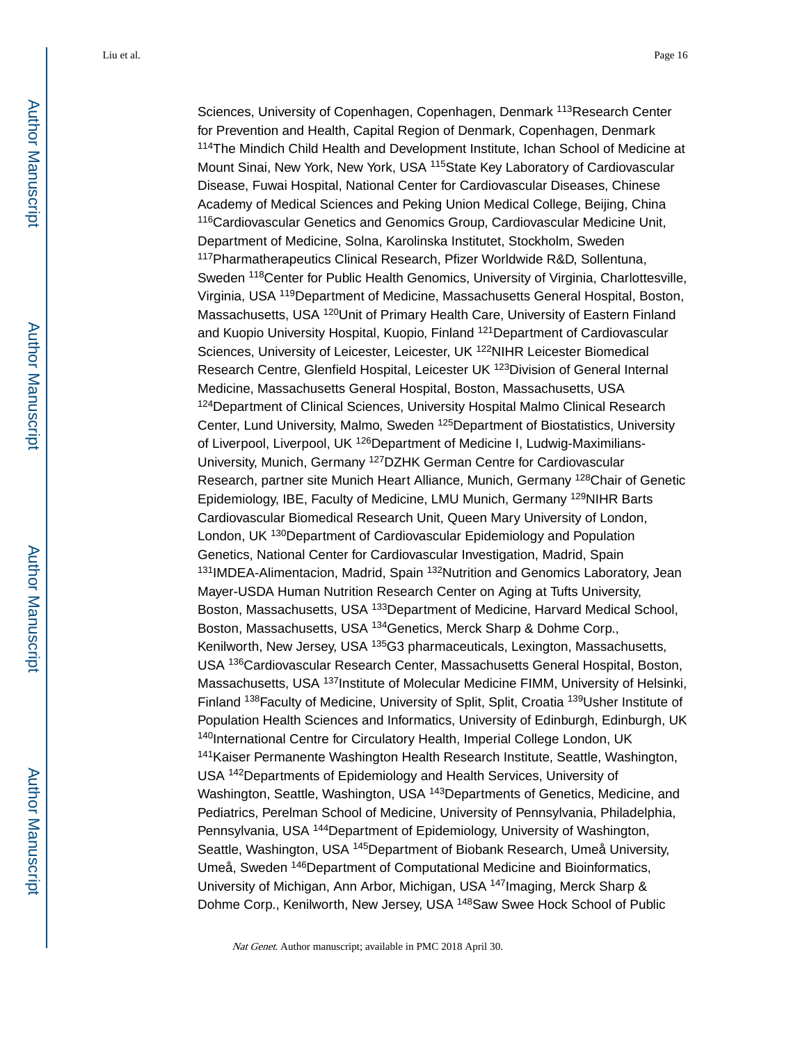Sciences, University of Copenhagen, Copenhagen, Denmark [113]Research Center for Prevention and Health, Capital Region of Denmark, Copenhagen, Denmark [114]The Mindich Child Health and Development Institute, Ichan School of Medicine at Mount Sinai, New York, New York, USA [115]State Key Laboratory of Cardiovascular Disease, Fuwai Hospital, National Center for Cardiovascular Diseases, Chinese Academy of Medical Sciences and Peking Union Medical College, Beijing, China [116]Cardiovascular Genetics and Genomics Group, Cardiovascular Medicine Unit, Department of Medicine, Solna, Karolinska Institutet, Stockholm, Sweden [117]Pharmatherapeutics Clinical Research, Pfizer Worldwide R&D, Sollentuna, Sweden [118]Center for Public Health Genomics, University of Virginia, Charlottesville, Virginia, USA [119]Department of Medicine, Massachusetts General Hospital, Boston, Massachusetts, USA [120]Unit of Primary Health Care, University of Eastern Finland and Kuopio University Hospital, Kuopio, Finland [121]Department of Cardiovascular Sciences, University of Leicester, Leicester, UK [122]NIHR Leicester Biomedical Research Centre, Glenfield Hospital, Leicester UK [123]Division of General Internal Medicine, Massachusetts General Hospital, Boston, Massachusetts, USA [124]Department of Clinical Sciences, University Hospital Malmo Clinical Research Center, Lund University, Malmo, Sweden [125]Department of Biostatistics, University of Liverpool, Liverpool, UK [126]Department of Medicine I, Ludwig-Maximilians-University, Munich, Germany [127]DZHK German Centre for Cardiovascular Research, partner site Munich Heart Alliance, Munich, Germany [128]Chair of Genetic Epidemiology, IBE, Faculty of Medicine, LMU Munich, Germany [129]NIHR Barts Cardiovascular Biomedical Research Unit, Queen Mary University of London, London, UK [130]Department of Cardiovascular Epidemiology and Population Genetics, National Center for Cardiovascular Investigation, Madrid, Spain [131]IMDEA-Alimentacion, Madrid, Spain [132]Nutrition and Genomics Laboratory, Jean Mayer-USDA Human Nutrition Research Center on Aging at Tufts University, Boston, Massachusetts, USA [133]Department of Medicine, Harvard Medical School, Boston, Massachusetts, USA [134]Genetics, Merck Sharp & Dohme Corp., Kenilworth, New Jersey, USA [135]G3 pharmaceuticals, Lexington, Massachusetts, USA [136]Cardiovascular Research Center, Massachusetts General Hospital, Boston, Massachusetts, USA [137]Institute of Molecular Medicine FIMM, University of Helsinki, Finland [138]Faculty of Medicine, University of Split, Split, Croatia [139]Usher Institute of Population Health Sciences and Informatics, University of Edinburgh, Edinburgh, UK [140]International Centre for Circulatory Health, Imperial College London, UK [141]Kaiser Permanente Washington Health Research Institute, Seattle, Washington, USA [142]Departments of Epidemiology and Health Services, University of Washington, Seattle, Washington, USA [143]Departments of Genetics, Medicine, and Pediatrics, Perelman School of Medicine, University of Pennsylvania, Philadelphia, Pennsylvania, USA [144]Department of Epidemiology, University of Washington, Seattle, Washington, USA [145]Department of Biobank Research, Umeå University, Umeå, Sweden [146]Department of Computational Medicine and Bioinformatics, University of Michigan, Ann Arbor, Michigan, USA [147]Imaging, Merck Sharp & Dohme Corp., Kenilworth, New Jersey, USA [148]Saw Swee Hock School of Public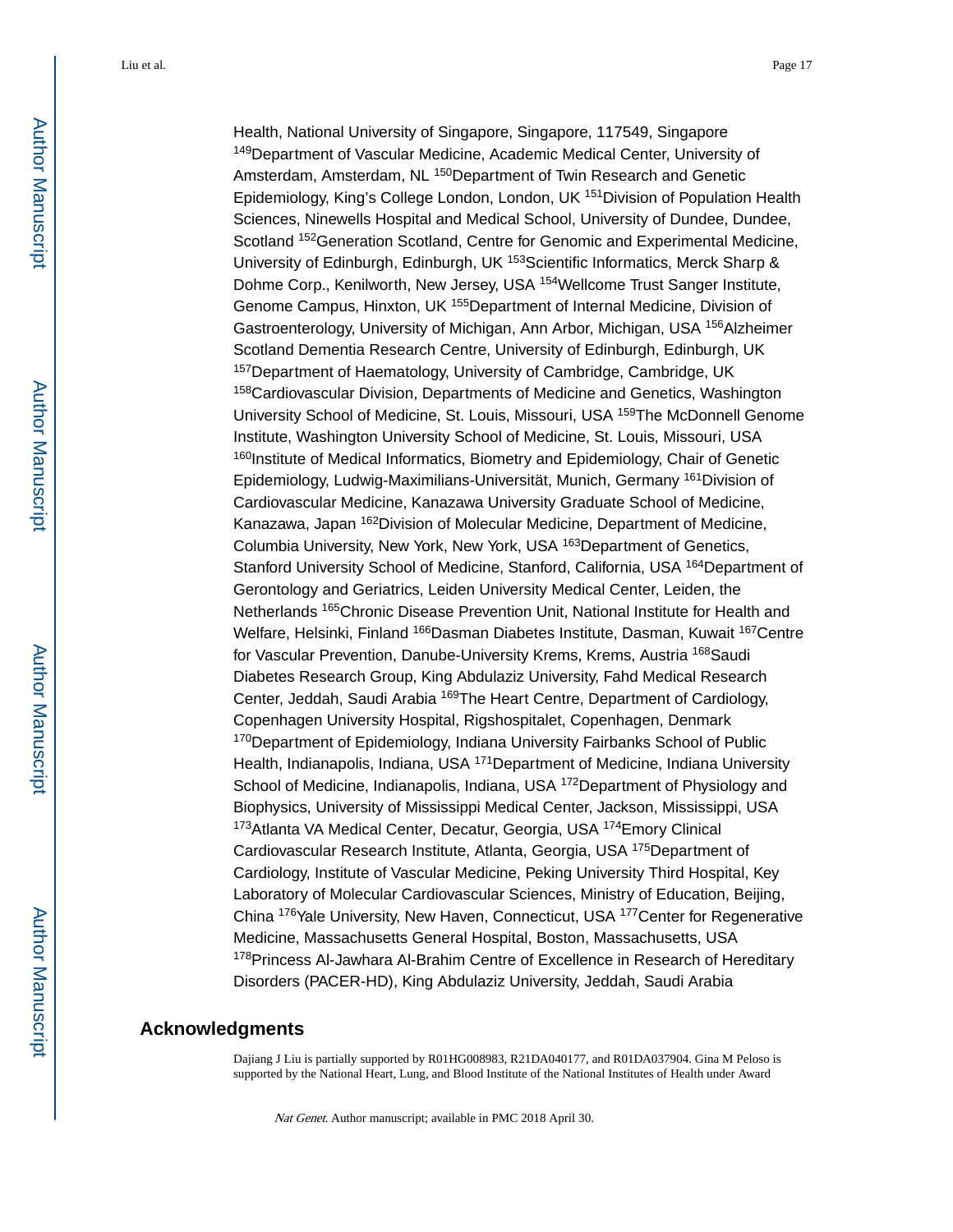Health, National University of Singapore, Singapore, 117549, Singapore [149]Department of Vascular Medicine, Academic Medical Center, University of Amsterdam, Amsterdam, NL [150]Department of Twin Research and Genetic Epidemiology, King's College London, London, UK [151]Division of Population Health Sciences, Ninewells Hospital and Medical School, University of Dundee, Dundee, Scotland [152]Generation Scotland, Centre for Genomic and Experimental Medicine, University of Edinburgh, Edinburgh, UK [153]Scientific Informatics, Merck Sharp & Dohme Corp., Kenilworth, New Jersey, USA [154]Wellcome Trust Sanger Institute, Genome Campus, Hinxton, UK [155]Department of Internal Medicine, Division of Gastroenterology, University of Michigan, Ann Arbor, Michigan, USA [156]Alzheimer Scotland Dementia Research Centre, University of Edinburgh, Edinburgh, UK [157]Department of Haematology, University of Cambridge, Cambridge, UK [158]Cardiovascular Division, Departments of Medicine and Genetics, Washington University School of Medicine, St. Louis, Missouri, USA [159]The McDonnell Genome Institute, Washington University School of Medicine, St. Louis, Missouri, USA [160]Institute of Medical Informatics, Biometry and Epidemiology, Chair of Genetic Epidemiology, Ludwig-Maximilians-Universität, Munich, Germany [161]Division of Cardiovascular Medicine, Kanazawa University Graduate School of Medicine, Kanazawa, Japan [162]Division of Molecular Medicine, Department of Medicine, Columbia University, New York, New York, USA [163]Department of Genetics, Stanford University School of Medicine, Stanford, California, USA [164]Department of Gerontology and Geriatrics, Leiden University Medical Center, Leiden, the Netherlands [165]Chronic Disease Prevention Unit, National Institute for Health and Welfare, Helsinki, Finland [166]Dasman Diabetes Institute, Dasman, Kuwait [167]Centre for Vascular Prevention, Danube-University Krems, Krems, Austria [168]Saudi Diabetes Research Group, King Abdulaziz University, Fahd Medical Research Center, Jeddah, Saudi Arabia [169]The Heart Centre, Department of Cardiology, Copenhagen University Hospital, Rigshospitalet, Copenhagen, Denmark [170]Department of Epidemiology, Indiana University Fairbanks School of Public Health, Indianapolis, Indiana, USA [171]Department of Medicine, Indiana University School of Medicine, Indianapolis, Indiana, USA [172]Department of Physiology and Biophysics, University of Mississippi Medical Center, Jackson, Mississippi, USA [173]Atlanta VA Medical Center, Decatur, Georgia, USA [174]Emory Clinical Cardiovascular Research Institute, Atlanta, Georgia, USA [175]Department of Cardiology, Institute of Vascular Medicine, Peking University Third Hospital, Key Laboratory of Molecular Cardiovascular Sciences, Ministry of Education, Beijing, China [176]Yale University, New Haven, Connecticut, USA [177]Center for Regenerative Medicine, Massachusetts General Hospital, Boston, Massachusetts, USA [178]Princess Al-Jawhara Al-Brahim Centre of Excellence in Research of Hereditary Disorders (PACER-HD), King Abdulaziz University, Jeddah, Saudi Arabia

## Acknowledgments

Dajiang J Liu is partially supported by R01HG008983, R21DA040177, and R01DA037904. Gina M Peloso is supported by the National Heart, Lung, and Blood Institute of the National Institutes of Health under Award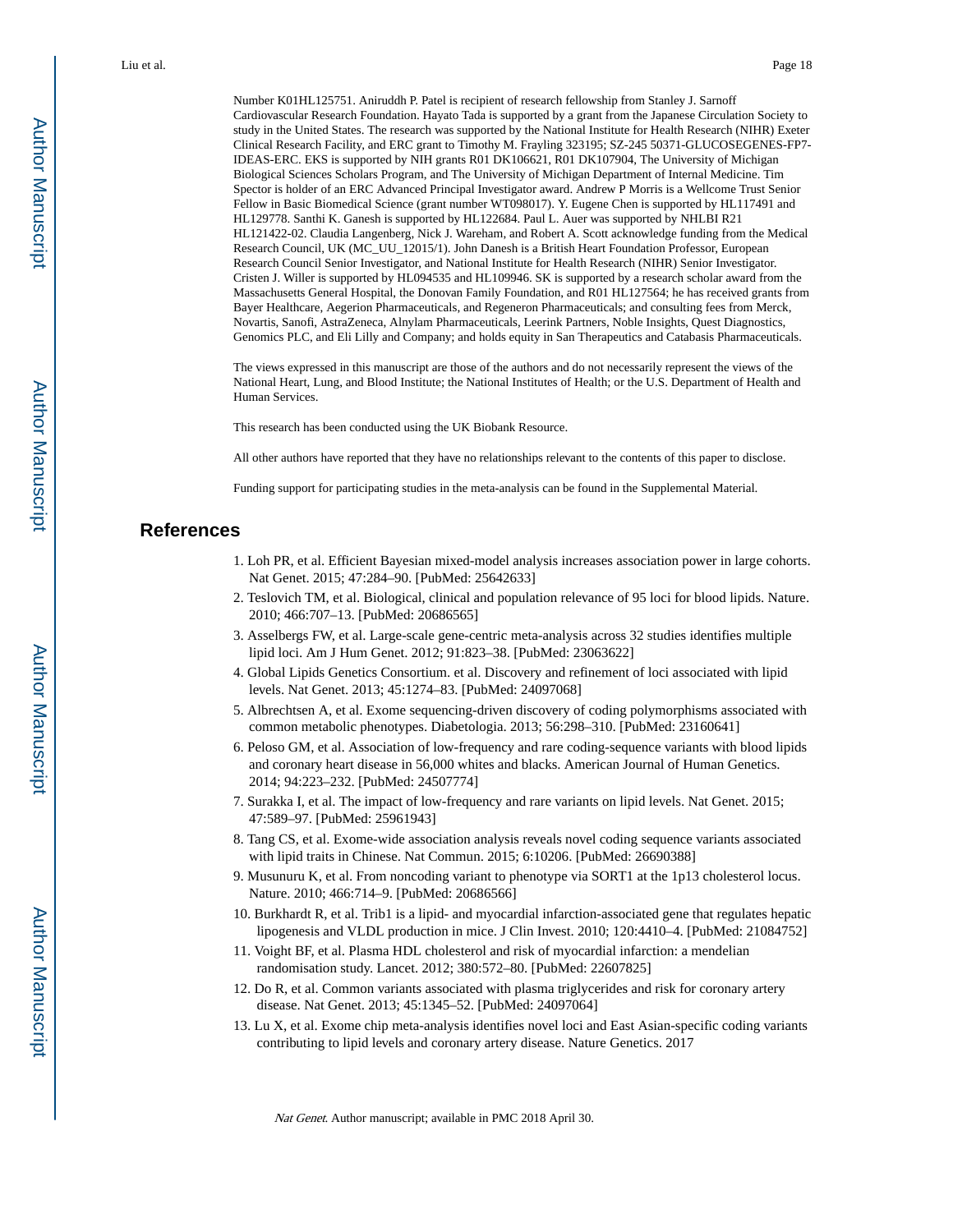Number K01HL125751. Aniruddh P. Patel is recipient of research fellowship from Stanley J. Sarnoff Cardiovascular Research Foundation. Hayato Tada is supported by a grant from the Japanese Circulation Society to study in the United States. The research was supported by the National Institute for Health Research (NIHR) Exeter Clinical Research Facility, and ERC grant to Timothy M. Frayling 323195; SZ-245 50371-GLUCOSEGENES-FP7-IDEAS-ERC. EKS is supported by NIH grants R01 DK106621, R01 DK107904, The University of Michigan Biological Sciences Scholars Program, and The University of Michigan Department of Internal Medicine. Tim Spector is holder of an ERC Advanced Principal Investigator award. Andrew P Morris is a Wellcome Trust Senior Fellow in Basic Biomedical Science (grant number WT098017). Y. Eugene Chen is supported by HL117491 and HL129778. Santhi K. Ganesh is supported by HL122684. Paul L. Auer was supported by NHLBI R21 HL121422-02. Claudia Langenberg, Nick J. Wareham, and Robert A. Scott acknowledge funding from the Medical Research Council, UK (MC_UU_12015/1). John Danesh is a British Heart Foundation Professor, European Research Council Senior Investigator, and National Institute for Health Research (NIHR) Senior Investigator. Cristen J. Willer is supported by HL094535 and HL109946. SK is supported by a research scholar award from the Massachusetts General Hospital, the Donovan Family Foundation, and R01 HL127564; he has received grants from Bayer Healthcare, Aegerion Pharmaceuticals, and Regeneron Pharmaceuticals; and consulting fees from Merck, Novartis, Sanofi, AstraZeneca, Alnylam Pharmaceuticals, Leerink Partners, Noble Insights, Quest Diagnostics, Genomics PLC, and Eli Lilly and Company; and holds equity in San Therapeutics and Catabasis Pharmaceuticals.

The views expressed in this manuscript are those of the authors and do not necessarily represent the views of the National Heart, Lung, and Blood Institute; the National Institutes of Health; or the U.S. Department of Health and Human Services.

This research has been conducted using the UK Biobank Resource.

All other authors have reported that they have no relationships relevant to the contents of this paper to disclose.

Funding support for participating studies in the meta-analysis can be found in the Supplemental Material.

## References

1. Loh PR, et al. Efficient Bayesian mixed-model analysis increases association power in large cohorts. Nat Genet. 2015; 47:284–90. [PubMed: 25642633]
2. Teslovich TM, et al. Biological, clinical and population relevance of 95 loci for blood lipids. Nature. 2010; 466:707–13. [PubMed: 20686565]
3. Asselbergs FW, et al. Large-scale gene-centric meta-analysis across 32 studies identifies multiple lipid loci. Am J Hum Genet. 2012; 91:823–38. [PubMed: 23063622]
4. Global Lipids Genetics Consortium. et al. Discovery and refinement of loci associated with lipid levels. Nat Genet. 2013; 45:1274–83. [PubMed: 24097068]
5. Albrechtsen A, et al. Exome sequencing-driven discovery of coding polymorphisms associated with common metabolic phenotypes. Diabetologia. 2013; 56:298–310. [PubMed: 23160641]
6. Peloso GM, et al. Association of low-frequency and rare coding-sequence variants with blood lipids and coronary heart disease in 56,000 whites and blacks. American Journal of Human Genetics. 2014; 94:223–232. [PubMed: 24507774]
7. Surakka I, et al. The impact of low-frequency and rare variants on lipid levels. Nat Genet. 2015; 47:589–97. [PubMed: 25961943]
8. Tang CS, et al. Exome-wide association analysis reveals novel coding sequence variants associated with lipid traits in Chinese. Nat Commun. 2015; 6:10206. [PubMed: 26690388]
9. Musunuru K, et al. From noncoding variant to phenotype via SORT1 at the 1p13 cholesterol locus. Nature. 2010; 466:714–9. [PubMed: 20686566]
10. Burkhardt R, et al. Trib1 is a lipid- and myocardial infarction-associated gene that regulates hepatic lipogenesis and VLDL production in mice. J Clin Invest. 2010; 120:4410–4. [PubMed: 21084752]
11. Voight BF, et al. Plasma HDL cholesterol and risk of myocardial infarction: a mendelian randomisation study. Lancet. 2012; 380:572–80. [PubMed: 22607825]
12. Do R, et al. Common variants associated with plasma triglycerides and risk for coronary artery disease. Nat Genet. 2013; 45:1345–52. [PubMed: 24097064]
13. Lu X, et al. Exome chip meta-analysis identifies novel loci and East Asian-specific coding variants contributing to lipid levels and coronary artery disease. Nature Genetics. 2017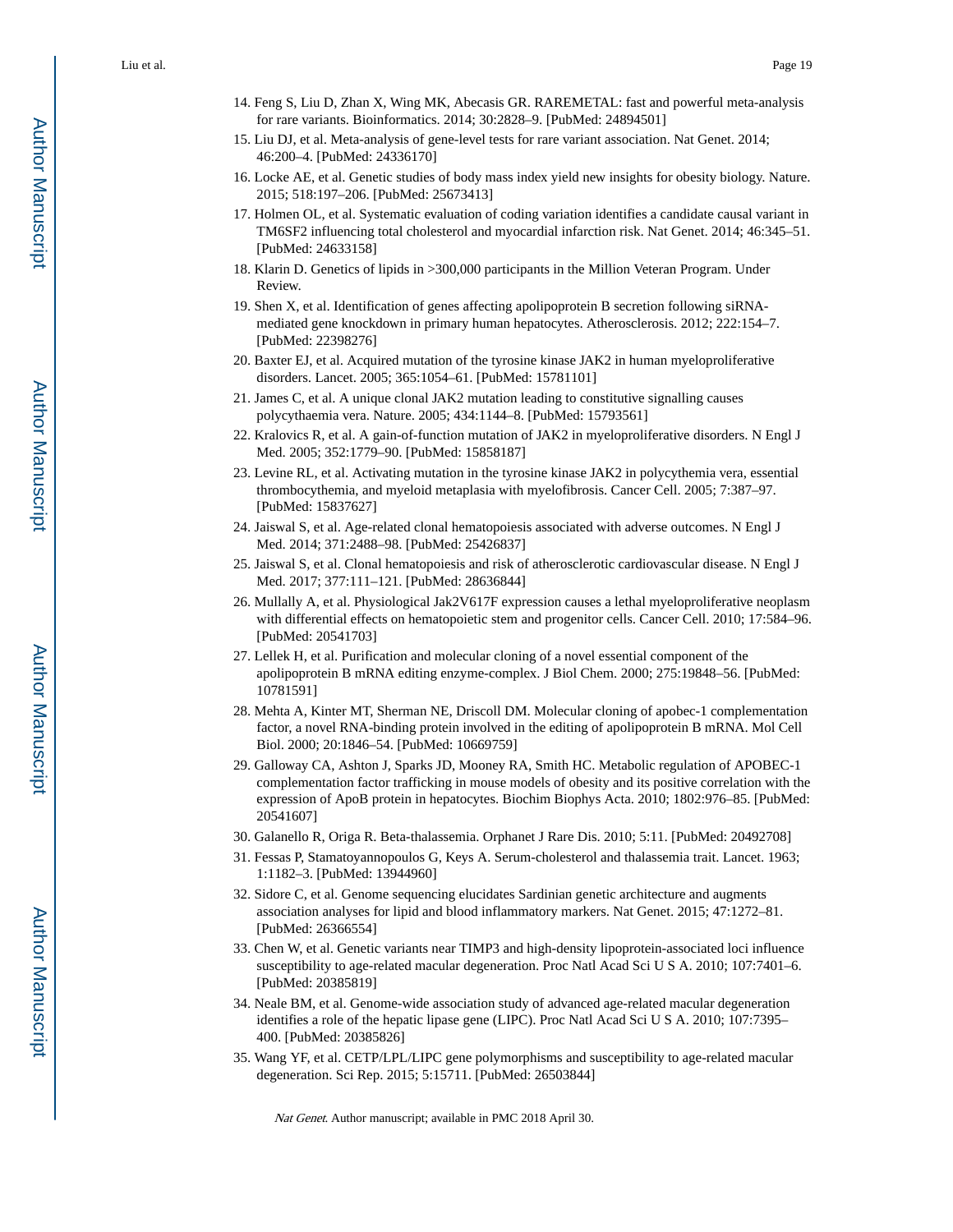14. Feng S, Liu D, Zhan X, Wing MK, Abecasis GR. RAREMETAL: fast and powerful meta-analysis for rare variants. Bioinformatics. 2014; 30:2828–9. [PubMed: 24894501]
15. Liu DJ, et al. Meta-analysis of gene-level tests for rare variant association. Nat Genet. 2014; 46:200–4. [PubMed: 24336170]
16. Locke AE, et al. Genetic studies of body mass index yield new insights for obesity biology. Nature. 2015; 518:197–206. [PubMed: 25673413]
17. Holmen OL, et al. Systematic evaluation of coding variation identifies a candidate causal variant in TM6SF2 influencing total cholesterol and myocardial infarction risk. Nat Genet. 2014; 46:345–51. [PubMed: 24633158]
18. Klarin D. Genetics of lipids in >300,000 participants in the Million Veteran Program. Under Review.
19. Shen X, et al. Identification of genes affecting apolipoprotein B secretion following siRNA-mediated gene knockdown in primary human hepatocytes. Atherosclerosis. 2012; 222:154–7. [PubMed: 22398276]
20. Baxter EJ, et al. Acquired mutation of the tyrosine kinase JAK2 in human myeloproliferative disorders. Lancet. 2005; 365:1054–61. [PubMed: 15781101]
21. James C, et al. A unique clonal JAK2 mutation leading to constitutive signalling causes polycythaemia vera. Nature. 2005; 434:1144–8. [PubMed: 15793561]
22. Kralovics R, et al. A gain-of-function mutation of JAK2 in myeloproliferative disorders. N Engl J Med. 2005; 352:1779–90. [PubMed: 15858187]
23. Levine RL, et al. Activating mutation in the tyrosine kinase JAK2 in polycythemia vera, essential thrombocythemia, and myeloid metaplasia with myelofibrosis. Cancer Cell. 2005; 7:387–97. [PubMed: 15837627]
24. Jaiswal S, et al. Age-related clonal hematopoiesis associated with adverse outcomes. N Engl J Med. 2014; 371:2488–98. [PubMed: 25426837]
25. Jaiswal S, et al. Clonal hematopoiesis and risk of atherosclerotic cardiovascular disease. N Engl J Med. 2017; 377:111–121. [PubMed: 28636844]
26. Mullally A, et al. Physiological Jak2V617F expression causes a lethal myeloproliferative neoplasm with differential effects on hematopoietic stem and progenitor cells. Cancer Cell. 2010; 17:584–96. [PubMed: 20541703]
27. Lellek H, et al. Purification and molecular cloning of a novel essential component of the apolipoprotein B mRNA editing enzyme-complex. J Biol Chem. 2000; 275:19848–56. [PubMed: 10781591]
28. Mehta A, Kinter MT, Sherman NE, Driscoll DM. Molecular cloning of apobec-1 complementation factor, a novel RNA-binding protein involved in the editing of apolipoprotein B mRNA. Mol Cell Biol. 2000; 20:1846–54. [PubMed: 10669759]
29. Galloway CA, Ashton J, Sparks JD, Mooney RA, Smith HC. Metabolic regulation of APOBEC-1 complementation factor trafficking in mouse models of obesity and its positive correlation with the expression of ApoB protein in hepatocytes. Biochim Biophys Acta. 2010; 1802:976–85. [PubMed: 20541607]
30. Galanello R, Origa R. Beta-thalassemia. Orphanet J Rare Dis. 2010; 5:11. [PubMed: 20492708]
31. Fessas P, Stamatoyannopoulos G, Keys A. Serum-cholesterol and thalassemia trait. Lancet. 1963; 1:1182–3. [PubMed: 13944960]
32. Sidore C, et al. Genome sequencing elucidates Sardinian genetic architecture and augments association analyses for lipid and blood inflammatory markers. Nat Genet. 2015; 47:1272–81. [PubMed: 26366554]
33. Chen W, et al. Genetic variants near TIMP3 and high-density lipoprotein-associated loci influence susceptibility to age-related macular degeneration. Proc Natl Acad Sci U S A. 2010; 107:7401–6. [PubMed: 20385819]
34. Neale BM, et al. Genome-wide association study of advanced age-related macular degeneration identifies a role of the hepatic lipase gene (LIPC). Proc Natl Acad Sci U S A. 2010; 107:7395–400. [PubMed: 20385826]
35. Wang YF, et al. CETP/LPL/LIPC gene polymorphisms and susceptibility to age-related macular degeneration. Sci Rep. 2015; 5:15711. [PubMed: 26503844]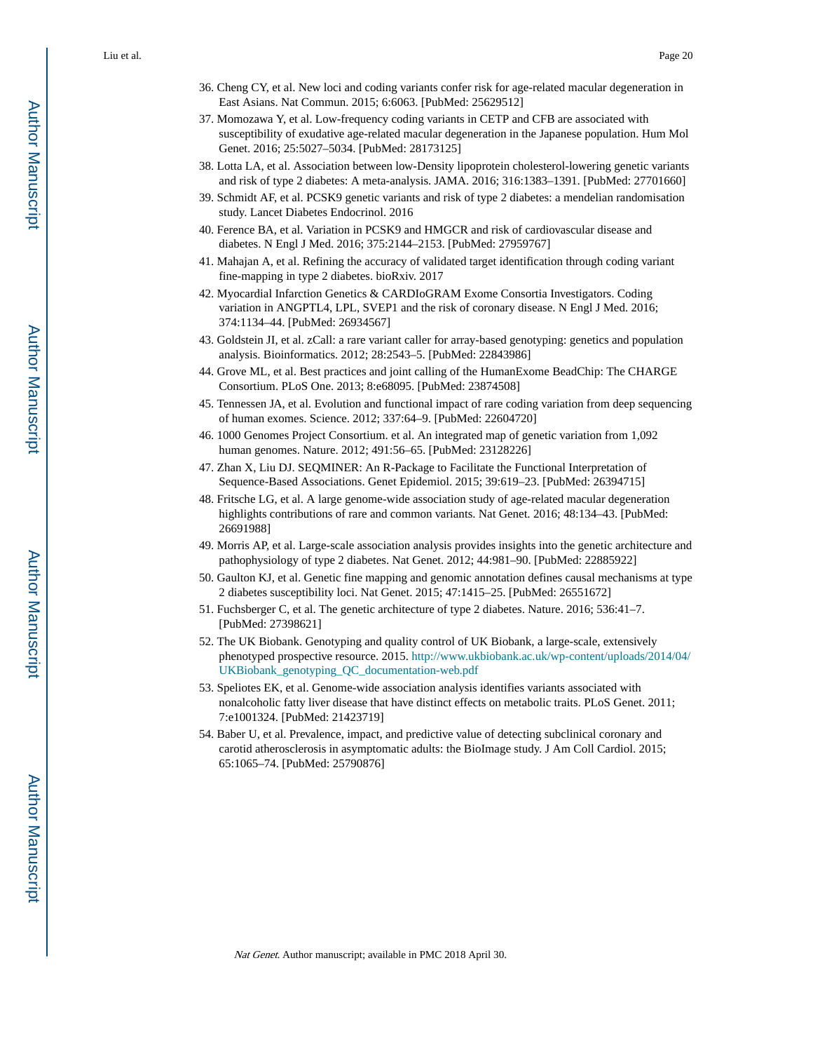36. Cheng CY, et al. New loci and coding variants confer risk for age-related macular degeneration in East Asians. Nat Commun. 2015; 6:6063. [PubMed: 25629512]
37. Momozawa Y, et al. Low-frequency coding variants in CETP and CFB are associated with susceptibility of exudative age-related macular degeneration in the Japanese population. Hum Mol Genet. 2016; 25:5027–5034. [PubMed: 28173125]
38. Lotta LA, et al. Association between low-Density lipoprotein cholesterol-lowering genetic variants and risk of type 2 diabetes: A meta-analysis. JAMA. 2016; 316:1383–1391. [PubMed: 27701660]
39. Schmidt AF, et al. PCSK9 genetic variants and risk of type 2 diabetes: a mendelian randomisation study. Lancet Diabetes Endocrinol. 2016
40. Ference BA, et al. Variation in PCSK9 and HMGCR and risk of cardiovascular disease and diabetes. N Engl J Med. 2016; 375:2144–2153. [PubMed: 27959767]
41. Mahajan A, et al. Refining the accuracy of validated target identification through coding variant fine-mapping in type 2 diabetes. bioRxiv. 2017
42. Myocardial Infarction Genetics & CARDIoGRAM Exome Consortia Investigators. Coding variation in ANGPTL4, LPL, SVEP1 and the risk of coronary disease. N Engl J Med. 2016; 374:1134–44. [PubMed: 26934567]
43. Goldstein JI, et al. zCall: a rare variant caller for array-based genotyping: genetics and population analysis. Bioinformatics. 2012; 28:2543–5. [PubMed: 22843986]
44. Grove ML, et al. Best practices and joint calling of the HumanExome BeadChip: The CHARGE Consortium. PLoS One. 2013; 8:e68095. [PubMed: 23874508]
45. Tennessen JA, et al. Evolution and functional impact of rare coding variation from deep sequencing of human exomes. Science. 2012; 337:64–9. [PubMed: 22604720]
46. 1000 Genomes Project Consortium. et al. An integrated map of genetic variation from 1,092 human genomes. Nature. 2012; 491:56–65. [PubMed: 23128226]
47. Zhan X, Liu DJ. SEQMINER: An R-Package to Facilitate the Functional Interpretation of Sequence-Based Associations. Genet Epidemiol. 2015; 39:619–23. [PubMed: 26394715]
48. Fritsche LG, et al. A large genome-wide association study of age-related macular degeneration highlights contributions of rare and common variants. Nat Genet. 2016; 48:134–43. [PubMed: 26691988]
49. Morris AP, et al. Large-scale association analysis provides insights into the genetic architecture and pathophysiology of type 2 diabetes. Nat Genet. 2012; 44:981–90. [PubMed: 22885922]
50. Gaulton KJ, et al. Genetic fine mapping and genomic annotation defines causal mechanisms at type 2 diabetes susceptibility loci. Nat Genet. 2015; 47:1415–25. [PubMed: 26551672]
51. Fuchsberger C, et al. The genetic architecture of type 2 diabetes. Nature. 2016; 536:41–7. [PubMed: 27398621]
52. The UK Biobank. Genotyping and quality control of UK Biobank, a large-scale, extensively phenotyped prospective resource. 2015. http://www.ukbiobank.ac.uk/wp-content/uploads/2014/04/UKBiobank_genotyping_QC_documentation-web.pdf
53. Speliotes EK, et al. Genome-wide association analysis identifies variants associated with nonalcoholic fatty liver disease that have distinct effects on metabolic traits. PLoS Genet. 2011; 7:e1001324. [PubMed: 21423719]
54. Baber U, et al. Prevalence, impact, and predictive value of detecting subclinical coronary and carotid atherosclerosis in asymptomatic adults: the BioImage study. J Am Coll Cardiol. 2015; 65:1065–74. [PubMed: 25790876]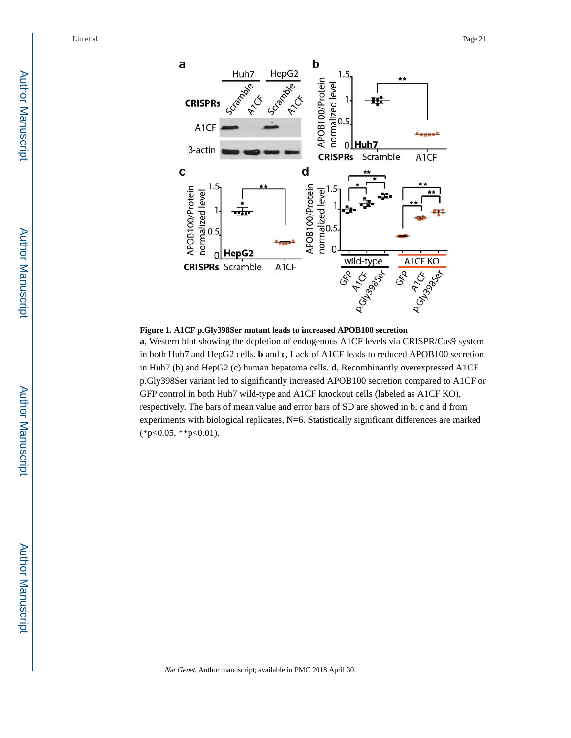**Figure 1. A1CF p.Gly398Ser mutant leads to increased APOB100 secretion**

**a**, Western blot showing the depletion of endogenous A1CF levels via CRISPR/Cas9 system in both Huh7 and HepG2 cells. **b** and **c**, Lack of A1CF leads to reduced APOB100 secretion in Huh7 (b) and HepG2 (c) human hepatoma cells. **d**, Recombinantly overexpressed A1CF p.Gly398Ser variant led to significantly increased APOB100 secretion compared to A1CF or GFP control in both Huh7 wild-type and A1CF knockout cells (labeled as A1CF KO), respectively. The bars of mean value and error bars of SD are showed in b, c and d from experiments with biological replicates, N=6. Statistically significant differences are marked (*p<0.05, **p<0.01).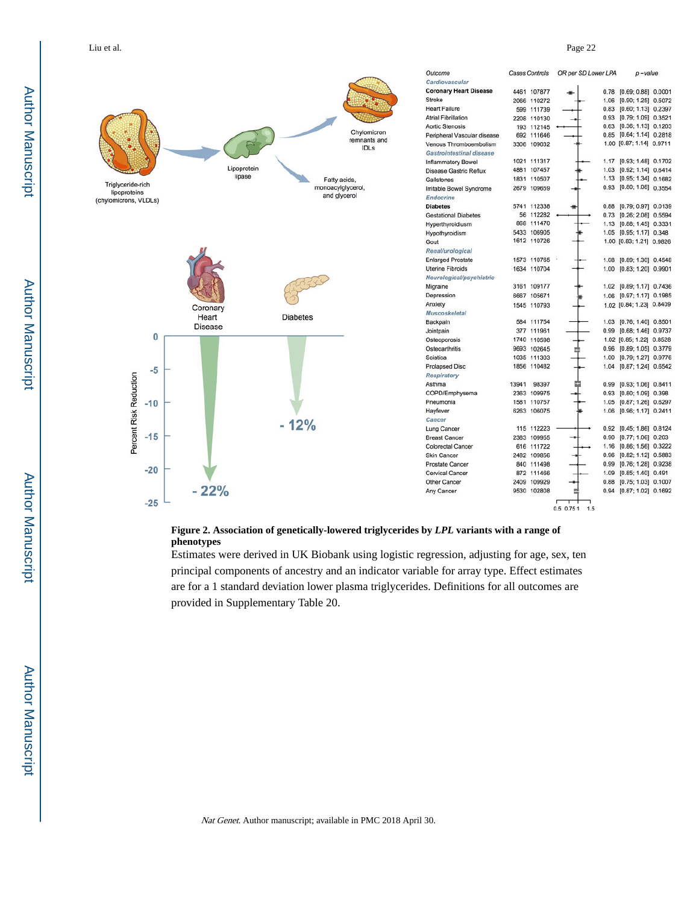| Outcome | Cases | Controls | OR per SD Lower LPA | p-value |
|---|---|---|---|---|
| **Cardiovascular** | | | | |
| **Coronary Heart Disease** | 4461 | 107877 | 0.78 [0.69; 0.88] | 0.0001 |
| Stroke | 2066 | 110272 | 1.06 [0.90; 1.25] | 0.5072 |
| Heart Failure | 599 | 111739 | 0.83 [0.60; 1.13] | 0.2397 |
| Atrial Fibrillation | 2208 | 110130 | 0.93 [0.79; 1.09] | 0.3521 |
| Aortic Stenosis | 193 | 112145 | 0.63 [0.36; 1.13] | 0.1203 |
| Peripheral Vascular disease | 692 | 111646 | 0.85 [0.64; 1.14] | 0.2818 |
| Venous Thromboembolism | 3306 | 109032 | 1.00 [0.87; 1.14] | 0.9711 |
| **Gastrointestinal disease** | | | | |
| Inflammatory Bowel | 1021 | 111317 | 1.17 [0.93; 1.48] | 0.1702 |
| Disease Gastric Reflux | 4881 | 107457 | 1.03 [0.92; 1.14] | 0.6414 |
| Gallstones | 1831 | 110507 | 1.13 [0.95; 1.34] | 0.1682 |
| Irritable Bowel Syndrome | 2679 | 109659 | 0.93 [0.80; 1.08] | 0.3554 |
| **Endocrine** | | | | |
| **Diabetes** | 5741 | 112338 | 0.88 [0.79; 0.97] | 0.0139 |
| Gestational Diabetes | 56 | 112282 | 0.73 [0.26; 2.08] | 0.5594 |
| Hyperthyroidism | 868 | 111470 | 1.13 [0.88; 1.45] | 0.3331 |
| Hypothyroidism | 5433 | 106905 | 1.05 [0.95; 1.17] | 0.348 |
| Gout | 1612 | 110726 | 1.00 [0.83; 1.21] | 0.9826 |
| **Renal/urological** | | | | |
| Enlarged Prostate | 1573 | 110765 | 1.08 [0.89; 1.30] | 0.4548 |
| Uterine Fibroids | 1634 | 110704 | 1.00 [0.83; 1.20] | 0.9901 |
| **Neurological/psychiatric** | | | | |
| Migraine | 3161 | 109177 | 1.02 [0.89; 1.17] | 0.7436 |
| Depression | 6667 | 105671 | 1.06 [0.97; 1.17] | 0.1985 |
| Anxiety | 1545 | 110793 | 1.02 [0.84; 1.23] | 0.8409 |
| **Musculoskeletal** | | | | |
| Backpain | 584 | 111754 | 1.03 [0.76; 1.40] | 0.8501 |
| Jointpain | 377 | 111961 | 0.99 [0.68; 1.46] | 0.9737 |
| Osteoporosis | 1740 | 110598 | 1.02 [0.85; 1.22] | 0.8528 |
| Osteoarthritis | 9693 | 102645 | 0.96 [0.89; 1.05] | 0.3779 |
| Sciatica | 1035 | 111303 | 1.00 [0.79; 1.27] | 0.9776 |
| Prolapsed Disc | 1856 | 110482 | 1.04 [0.87; 1.24] | 0.6542 |
| **Respiratory** | | | | |
| Asthma | 13941 | 98397 | 0.99 [0.93; 1.06] | 0.8411 |
| COPD/Emphysema | 2363 | 109975 | 0.93 [0.80; 1.09] | 0.398 |
| Pneumonia | 1581 | 110757 | 1.05 [0.87; 1.26] | 0.6297 |
| Hayfever | 6263 | 106075 | 1.06 [0.96; 1.17] | 0.2411 |
| **Cancer** | | | | |
| Lung Cancer | 115 | 112223 | 0.92 [0.45; 1.86] | 0.8124 |
| Breast Cancer | 2383 | 109955 | 0.90 [0.77; 1.06] | 0.203 |
| Colorectal Cancer | 616 | 111722 | 1.16 [0.86; 1.56] | 0.3222 |
| Skin Cancer | 2482 | 109856 | 0.96 [0.82; 1.12] | 0.5883 |
| Prostate Cancer | 840 | 111498 | 0.99 [0.76; 1.28] | 0.9238 |
| Cervical Cancer | 872 | 111466 | 1.09 [0.85; 1.40] | 0.491 |
| Other Cancer | 2409 | 109929 | 0.88 [0.75; 1.03] | 0.1007 |
| Any Cancer | 9530 | 102808 | 0.94 [0.87; 1.02] | 0.1692 |

**Figure 2. Association of genetically-lowered triglycerides by *LPL* variants with a range of phenotypes**

Estimates were derived in UK Biobank using logistic regression, adjusting for age, sex, ten principal components of ancestry and an indicator variable for array type. Effect estimates are for a 1 standard deviation lower plasma triglycerides. Definitions for all outcomes are provided in Supplementary Table 20.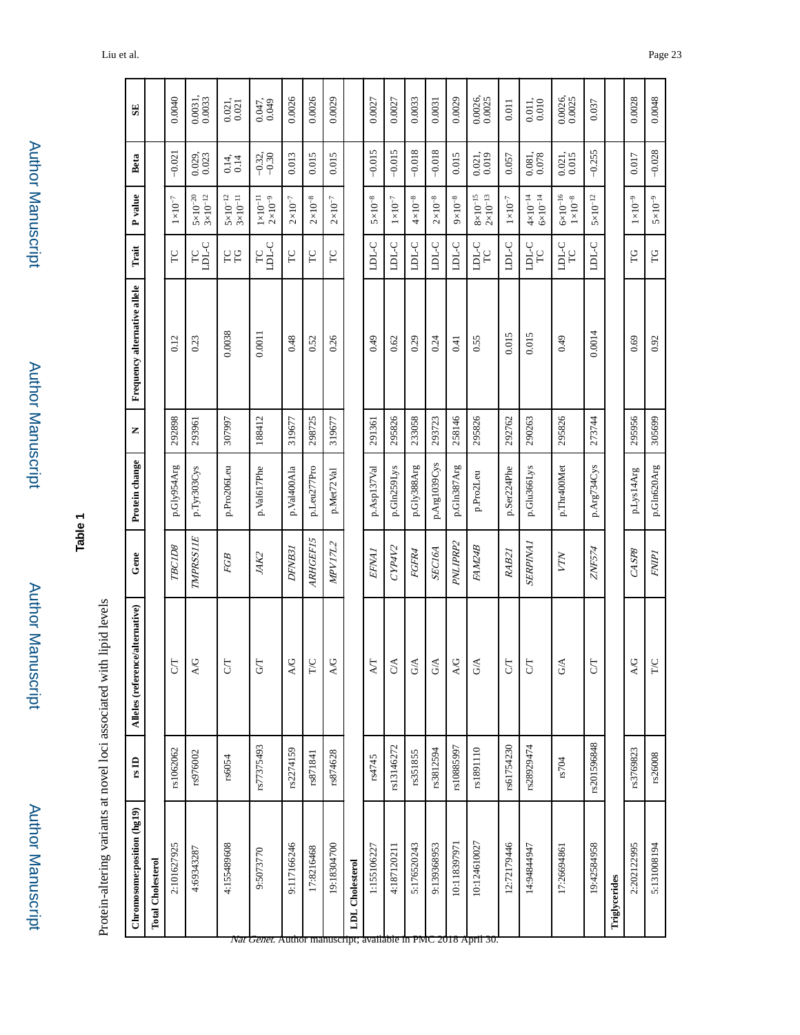**Table 1**

Protein-altering variants at novel loci associated with lipid levels

| Chromosome:position (hg19) | rs ID | Alleles (reference/alternative) | Gene | Protein change | N | Frequency alternative allele | Trait | P value | Beta | SE |
|---|---|---|---|---|---|---|---|---|---|---|
| **Total Cholesterol** | | | | | | | | | | |
| 2:101627925 | rs1062062 | C/T | *TBC1D8* | p.Gly954Arg | 292898 | 0.12 | TC | $1\times10^{-7}$ | −0.021 | 0.0040 |
| 4:6934287 | rs976002 | A/G | *TMPRSS11E* | p.Tyr303Cys | 293961 | 0.23 | TC<br>LDL-C | $5\times10^{-20}$<br>$3\times10^{-12}$ | 0.029,<br>0.023 | 0.0031,<br>0.0033 |
| 4:155489608 | rs6054 | C/T | *FGB* | p.Pro206Leu | 307997 | 0.0038 | TC<br>TG | $5\times10^{-12}$<br>$3\times10^{-11}$ | 0.14,<br>0.14 | 0.021,<br>0.021 |
| 9:5073770 | rs77375493 | G/T | *JAK2* | p.Val617Phe | 188412 | 0.0011 | TC<br>LDL-C | $1\times10^{-11}$<br>$2\times10^{-9}$ | −0.32,<br>−0.30 | 0.047,<br>0.049 |
| 9:117166246 | rs2274159 | A/G | *DFNB31* | p.Val400Ala | 319677 | 0.48 | TC | $2\times10^{-7}$ | 0.013 | 0.0026 |
| 17:8216468 | rs871841 | T/C | *ARHGEF15* | p.Leu277Pro | 298725 | 0.52 | TC | $2\times10^{-8}$ | 0.015 | 0.0026 |
| 19:18304700 | rs874628 | A/G | *MPV17L2* | p.Met72Val | 319677 | 0.26 | TC | $2\times10^{-7}$ | 0.015 | 0.0029 |
| **LDL Cholesterol** | | | | | | | | | | |
| 1:155106227 | rs4745 | A/T | *EFNA1* | p.Asp137Val | 291361 | 0.49 | LDL-C | $5\times10^{-8}$ | −0.015 | 0.0027 |
| 4:187120211 | rs13146272 | C/A | *CYP4V2* | p.Gln259Lys | 295826 | 0.62 | LDL-C | $1\times10^{-7}$ | −0.015 | 0.0027 |
| 5:176520243 | rs351855 | G/A | *FGFR4* | p.Gly388Arg | 233058 | 0.29 | LDL-C | $4\times10^{-8}$ | −0.018 | 0.0033 |
| 9:139368953 | rs3812594 | G/A | *SEC16A* | p.Arg1039Cys | 293723 | 0.24 | LDL-C | $2\times10^{-8}$ | −0.018 | 0.0031 |
| 10:118397971 | rs10885997 | A/G | *PNLIPRP2* | p.Gln387Arg | 258146 | 0.41 | LDL-C | $9\times10^{-8}$ | 0.015 | 0.0029 |
| 10:124610027 | rs1891110 | G/A | *FAM24B* | p.Pro2Leu | 295826 | 0.55 | LDL-C<br>TC | $8\times10^{-15}$<br>$2\times10^{-13}$ | 0.021,<br>0.019 | 0.0026,<br>0.0025 |
| 12:72179446 | rs61754230 | C/T | *RAB21* | p.Ser224Phe | 292762 | 0.015 | LDL-C | $1\times10^{-7}$ | 0.057 | 0.011 |
| 14:94844947 | rs28929474 | C/T | *SERPINA1* | p.Glu366Lys | 290263 | 0.015 | LDL-C<br>TC | $4\times10^{-14}$<br>$6\times10^{-14}$ | 0.081,<br>0.078 | 0.011,<br>0.010 |
| 17:26694861 | rs704 | G/A | *VTN* | p.Thr400Met | 295826 | 0.49 | LDL-C<br>TC | $6\times10^{-16}$<br>$1\times10^{-8}$ | 0.021,<br>0.015 | 0.0026,<br>0.0025 |
| 19:42584958 | rs201596848 | C/T | *ZNF574* | p.Arg734Cys | 273744 | 0.0014 | LDL-C | $5\times10^{-12}$ | −0.255 | 0.037 |
| **Triglycerides** | | | | | | | | | | |
| 2:202122995 | rs3769823 | A/G | *CASP8* | p.Lys14Arg | 295956 | 0.69 | TG | $1\times10^{-9}$ | 0.017 | 0.0028 |
| 5:131008194 | rs26008 | T/C | *FNIP1* | p.Gln620Arg | 305699 | 0.92 | TG | $5\times10^{-9}$ | −0.028 | 0.0048 |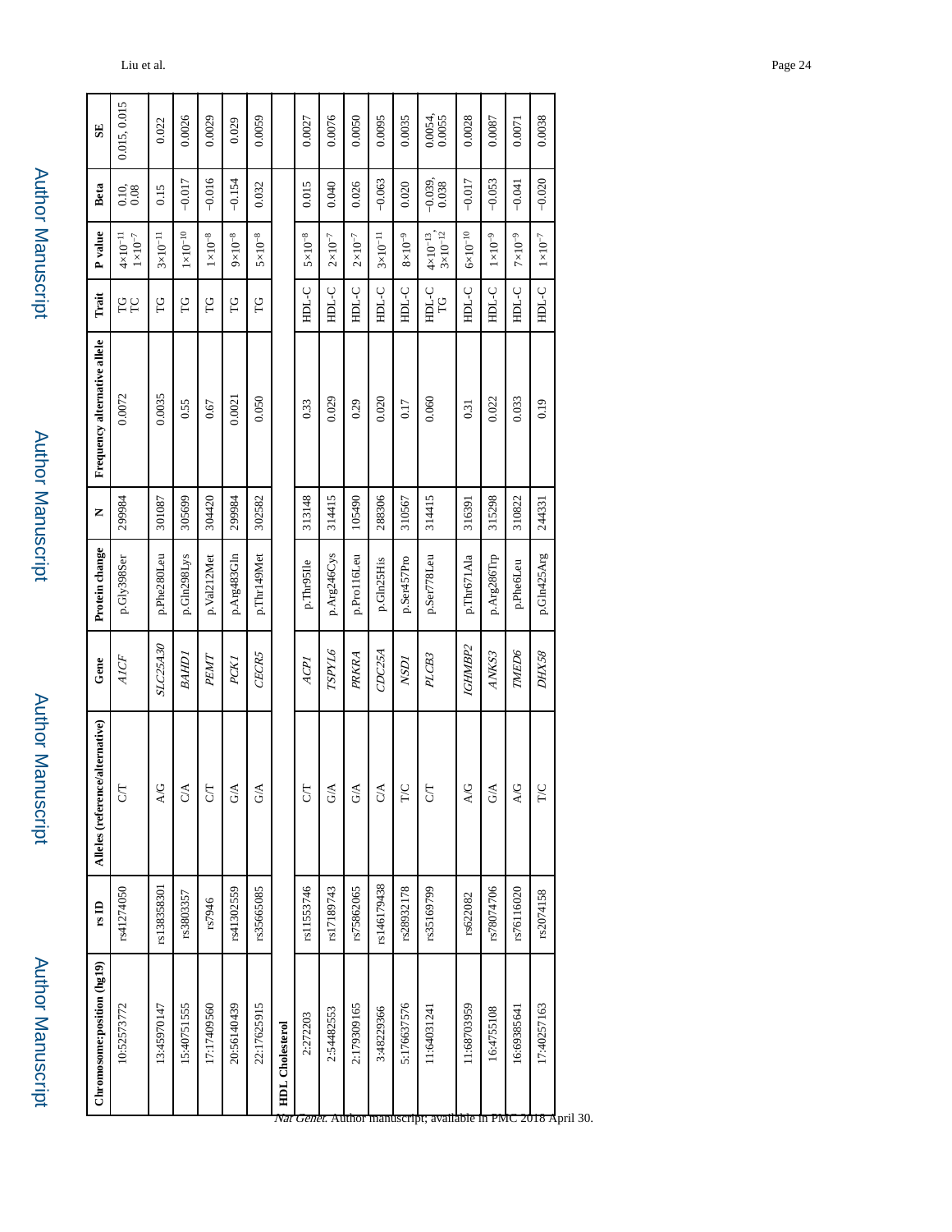| Chromosome:position (hg19) | rs ID | Alleles (reference/alternative) | Gene | Protein change | N | Frequency alternative allele | Trait | P value | Beta | SE |
|---|---|---|---|---|---|---|---|---|---|---|
| 10:52573772 | rs41274050 | C/T | *A1CF* | p.Gly398Ser | 299984 | 0.0072 | TG TC | $4\times10^{-11}$ $1\times10^{-7}$ | 0.10, 0.08 | 0.015, 0.015 |
| 13:45970147 | rs138358301 | A/G | *SLC25A30* | p.Phe280Leu | 301087 | 0.0035 | TG | $3\times10^{-11}$ | 0.15 | 0.022 |
| 15:40751555 | rs3803357 | C/A | *BAHD1* | p.Gln298Lys | 305699 | 0.55 | TG | $1\times10^{-10}$ | −0.017 | 0.0026 |
| 17:17409560 | rs7946 | C/T | *PEMT* | p.Val212Met | 304420 | 0.67 | TG | $1\times10^{-8}$ | −0.016 | 0.0029 |
| 20:56140439 | rs41302559 | G/A | *PCK1* | p.Arg483Gln | 299984 | 0.0021 | TG | $9\times10^{-8}$ | −0.154 | 0.029 |
| 22:17625915 | rs35665085 | G/A | *CECR5* | p.Thr149Met | 302582 | 0.050 | TG | $5\times10^{-8}$ | 0.032 | 0.0059 |
| **HDL Cholesterol** | | | | | | | | | | |
| 2:272203 | rs11553746 | C/T | *ACP1* | p.Thr95Ile | 313148 | 0.33 | HDL-C | $5\times10^{-8}$ | 0.015 | 0.0027 |
| 2:54482553 | rs17189743 | G/A | *TSPYL6* | p.Arg246Cys | 314415 | 0.029 | HDL-C | $2\times10^{-7}$ | 0.040 | 0.0076 |
| 2:179309165 | rs75862065 | G/A | *PRKRA* | p.Pro116Leu | 105490 | 0.29 | HDL-C | $2\times10^{-7}$ | 0.026 | 0.0050 |
| 3:48229366 | rs146179438 | C/A | *CDC25A* | p.Gln25His | 288306 | 0.020 | HDL-C | $3\times10^{-11}$ | −0.063 | 0.0095 |
| 5:176637576 | rs28932178 | T/C | *NSD1* | p.Ser457Pro | 310567 | 0.17 | HDL-C | $8\times10^{-9}$ | 0.020 | 0.0035 |
| 11:64031241 | rs35169799 | C/T | *PLCB3* | p.Ser778Leu | 314415 | 0.060 | HDL-C TG | $4\times10^{-13}$, $3\times10^{-12}$ | −0.039, 0.038 | 0.0054, 0.0055 |
| 11:68703959 | rs622082 | A/G | *IGHMBP2* | p.Thr671Ala | 316391 | 0.31 | HDL-C | $6\times10^{-10}$ | −0.017 | 0.0028 |
| 16:4755108 | rs78074706 | G/A | *ANKS3* | p.Arg286Trp | 315298 | 0.022 | HDL-C | $1\times10^{-9}$ | −0.053 | 0.0087 |
| 16:69385641 | rs76116020 | A/G | *TMED6* | p.Phe6Leu | 310822 | 0.033 | HDL-C | $7\times10^{-9}$ | −0.041 | 0.0071 |
| 17:40257163 | rs2074158 | T/C | *DHX58* | p.Gln425Arg | 244331 | 0.19 | HDL-C | $1\times10^{-7}$ | −0.020 | 0.0038 |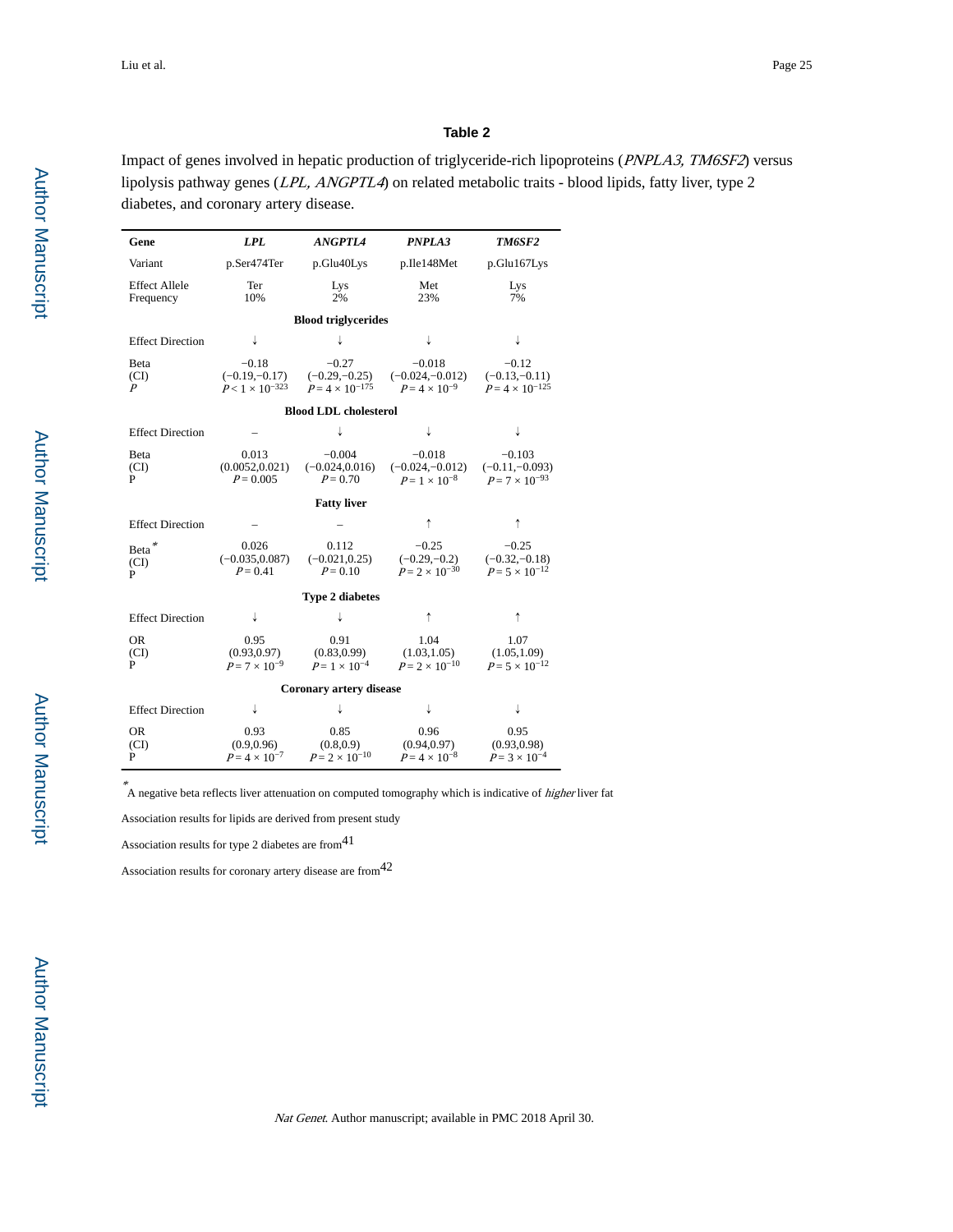### Table 2

Impact of genes involved in hepatic production of triglyceride-rich lipoproteins (*PNPLA3, TM6SF2*) versus lipolysis pathway genes (*LPL, ANGPTL4*) on related metabolic traits - blood lipids, fatty liver, type 2 diabetes, and coronary artery disease.

| Gene | *LPL* | *ANGPTL4* | *PNPLA3* | *TM6SF2* |
|---|---|---|---|---|
| Variant | p.Ser474Ter | p.Glu40Lys | p.Ile148Met | p.Glu167Lys |
| Effect Allele Frequency | Ter 10% | Lys 2% | Met 23% | Lys 7% |
| **Blood triglycerides** | | | | |
| Effect Direction | ↓ | ↓ | ↓ | ↓ |
| Beta (CI) *P* | −0.18 (−0.19,−0.17) $P < 1 \times 10^{-323}$ | −0.27 (−0.29,−0.25) $P = 4 \times 10^{-175}$ | −0.018 (−0.024,−0.012) $P = 4 \times 10^{-9}$ | −0.12 (−0.13,−0.11) $P = 4 \times 10^{-125}$ |
| **Blood LDL cholesterol** | | | | |
| Effect Direction | – | ↓ | ↓ | ↓ |
| Beta (CI) P | 0.013 (0.0052,0.021) $P = 0.005$ | −0.004 (−0.024,0.016) $P = 0.70$ | −0.018 (−0.024,−0.012) $P = 1 \times 10^{-8}$ | −0.103 (−0.11,−0.093) $P = 7 \times 10^{-93}$ |
| **Fatty liver** | | | | |
| Effect Direction | – | – | ↑ | ↑ |
| Beta* (CI) P | 0.026 (−0.035,0.087) $P = 0.41$ | 0.112 (−0.021,0.25) $P = 0.10$ | −0.25 (−0.29,−0.2) $P = 2 \times 10^{-30}$ | −0.25 (−0.32,−0.18) $P = 5 \times 10^{-12}$ |
| **Type 2 diabetes** | | | | |
| Effect Direction | ↓ | ↓ | ↑ | ↑ |
| OR (CI) P | 0.95 (0.93,0.97) $P = 7 \times 10^{-9}$ | 0.91 (0.83,0.99) $P = 1 \times 10^{-4}$ | 1.04 (1.03,1.05) $P = 2 \times 10^{-10}$ | 1.07 (1.05,1.09) $P = 5 \times 10^{-12}$ |
| **Coronary artery disease** | | | | |
| Effect Direction | ↓ | ↓ | ↓ | ↓ |
| OR (CI) P | 0.93 (0.9,0.96) $P = 4 \times 10^{-7}$ | 0.85 (0.8,0.9) $P = 2 \times 10^{-10}$ | 0.96 (0.94,0.97) $P = 4 \times 10^{-8}$ | 0.95 (0.93,0.98) $P = 3 \times 10^{-4}$ |

\* A negative beta reflects liver attenuation on computed tomography which is indicative of *higher* liver fat

Association results for lipids are derived from present study

Association results for type 2 diabetes are from[41]

Association results for coronary artery disease are from[42]